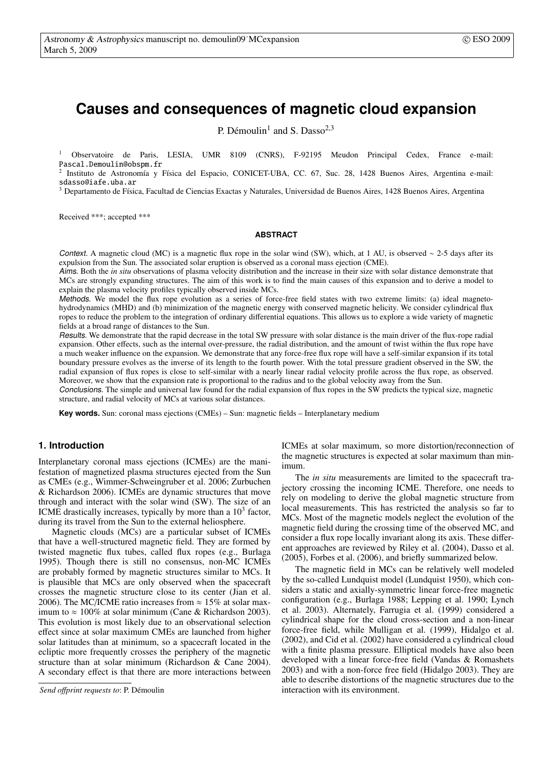# Causes and consequences of magnetic cloud expansion

P. Démoulin[1] and S. Dasso[2,3]

[1] Observatoire de Paris, LESIA, UMR 8109 (CNRS), F-92195 Meudon Principal Cedex, France e-mail: Pascal.Demoulin@obspm.fr
[2] Instituto de Astronomía y Física del Espacio, CONICET-UBA, CC. 67, Suc. 28, 1428 Buenos Aires, Argentina e-mail: sdasso@iafe.uba.ar
[3] Departamento de Física, Facultad de Ciencias Exactas y Naturales, Universidad de Buenos Aires, 1428 Buenos Aires, Argentina

Received ***; accepted ***

## ABSTRACT

*Context.* A magnetic cloud (MC) is a magnetic flux rope in the solar wind (SW), which, at 1 AU, is observed $\sim$ 2-5 days after its expulsion from the Sun. The associated solar eruption is observed as a coronal mass ejection (CME).

*Aims.* Both the *in situ* observations of plasma velocity distribution and the increase in their size with solar distance demonstrate that MCs are strongly expanding structures. The aim of this work is to find the main causes of this expansion and to derive a model to explain the plasma velocity profiles typically observed inside MCs.

*Methods.* We model the flux rope evolution as a series of force-free field states with two extreme limits: (a) ideal magneto-hydrodynamics (MHD) and (b) minimization of the magnetic energy with conserved magnetic helicity. We consider cylindrical flux ropes to reduce the problem to the integration of ordinary differential equations. This allows us to explore a wide variety of magnetic fields at a broad range of distances to the Sun.

*Results.* We demonstrate that the rapid decrease in the total SW pressure with solar distance is the main driver of the flux-rope radial expansion. Other effects, such as the internal over-pressure, the radial distribution, and the amount of twist within the flux rope have a much weaker influence on the expansion. We demonstrate that any force-free flux rope will have a self-similar expansion if its total boundary pressure evolves as the inverse of its length to the fourth power. With the total pressure gradient observed in the SW, the radial expansion of flux ropes is close to self-similar with a nearly linear radial velocity profile across the flux rope, as observed. Moreover, we show that the expansion rate is proportional to the radius and to the global velocity away from the Sun.

*Conclusions.* The simple and universal law found for the radial expansion of flux ropes in the SW predicts the typical size, magnetic structure, and radial velocity of MCs at various solar distances.

**Key words.** Sun: coronal mass ejections (CMEs) – Sun: magnetic fields – Interplanetary medium

## 1. Introduction

Interplanetary coronal mass ejections (ICMEs) are the manifestation of magnetized plasma structures ejected from the Sun as CMEs (e.g., Wimmer-Schweingruber et al. 2006; Zurbuchen & Richardson 2006). ICMEs are dynamic structures that move through and interact with the solar wind (SW). The size of an ICME drastically increases, typically by more than a $10^3$ factor, during its travel from the Sun to the external heliosphere.

Magnetic clouds (MCs) are a particular subset of ICMEs that have a well-structured magnetic field. They are formed by twisted magnetic flux tubes, called flux ropes (e.g., Burlaga 1995). Though there is still no consensus, non-MC ICMEs are probably formed by magnetic structures similar to MCs. It is plausible that MCs are only observed when the spacecraft crosses the magnetic structure close to its center (Jian et al. 2006). The MC/ICME ratio increases from $\approx$ 15% at solar maximum to $\approx$ 100% at solar minimum (Cane & Richardson 2003). This evolution is most likely due to an observational selection effect since at solar maximum CMEs are launched from higher solar latitudes than at minimum, so a spacecraft located in the ecliptic more frequently crosses the periphery of the magnetic structure than at solar minimum (Richardson & Cane 2004). A secondary effect is that there are more interactions between ICMEs at solar maximum, so more distortion/reconnection of the magnetic structures is expected at solar maximum than minimum.

The *in situ* measurements are limited to the spacecraft trajectory crossing the incoming ICME. Therefore, one needs to rely on modeling to derive the global magnetic structure from local measurements. This has restricted the analysis so far to MCs. Most of the magnetic models neglect the evolution of the magnetic field during the crossing time of the observed MC, and consider a flux rope locally invariant along its axis. These different approaches are reviewed by Riley et al. (2004), Dasso et al. (2005), Forbes et al. (2006), and briefly summarized below.

The magnetic field in MCs can be relatively well modeled by the so-called Lundquist model (Lundquist 1950), which considers a static and axially-symmetric linear force-free magnetic configuration (e.g., Burlaga 1988; Lepping et al. 1990; Lynch et al. 2003). Alternately, Farrugia et al. (1999) considered a cylindrical shape for the cloud cross-section and a non-linear force-free field, while Mulligan et al. (1999), Hidalgo et al. (2002), and Cid et al. (2002) have considered a cylindrical cloud with a finite plasma pressure. Elliptical models have also been developed with a linear force-free field (Vandas & Romashets 2003) and with a non-force free field (Hidalgo 2003). They are able to describe distortions of the magnetic structures due to the interaction with its environment.

*Send offprint requests to*: P. Démoulin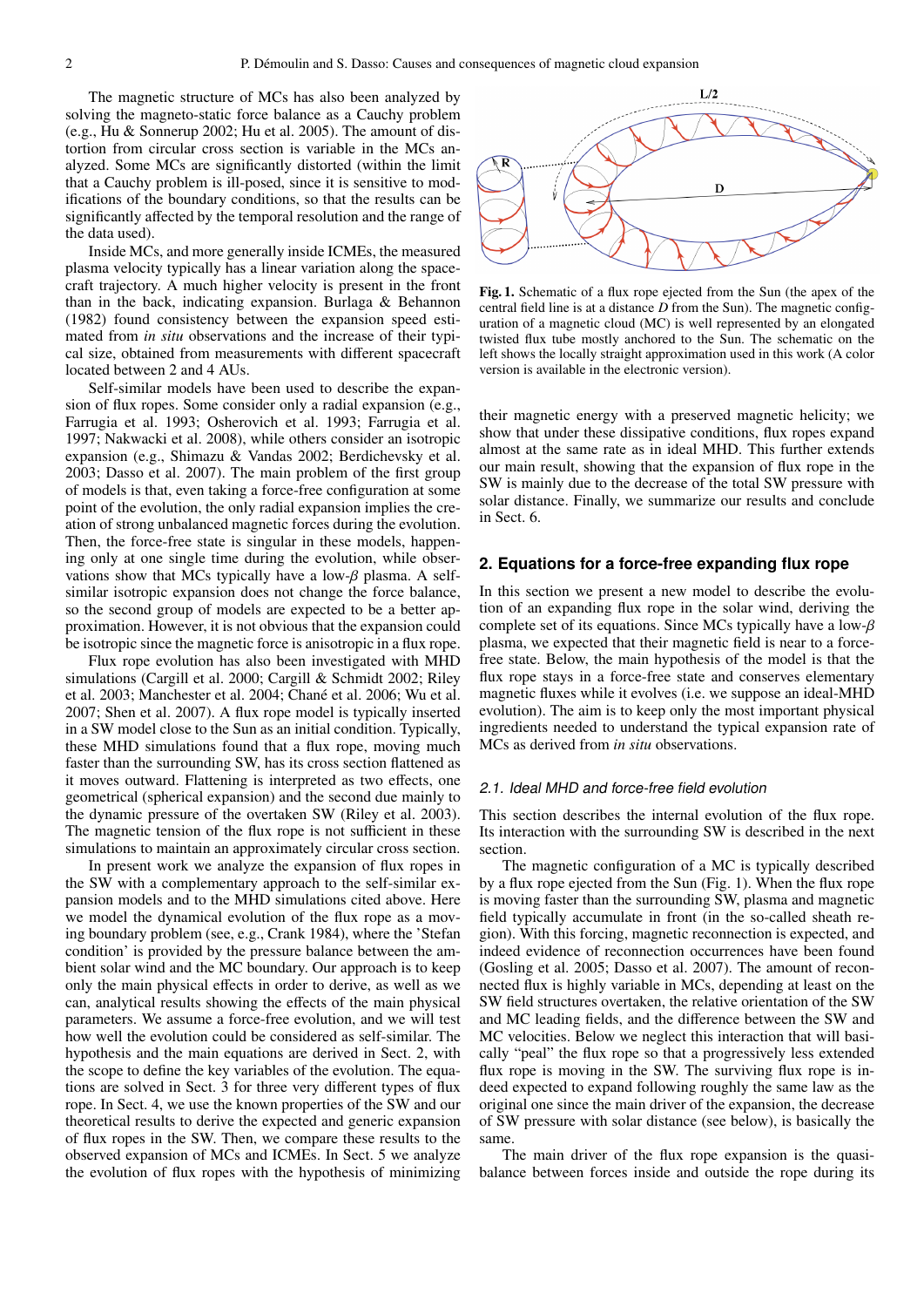The magnetic structure of MCs has also been analyzed by solving the magneto-static force balance as a Cauchy problem (e.g., Hu & Sonnerup 2002; Hu et al. 2005). The amount of distortion from circular cross section is variable in the MCs analyzed. Some MCs are significantly distorted (within the limit that a Cauchy problem is ill-posed, since it is sensitive to modifications of the boundary conditions, so that the results can be significantly affected by the temporal resolution and the range of the data used).

Inside MCs, and more generally inside ICMEs, the measured plasma velocity typically has a linear variation along the spacecraft trajectory. A much higher velocity is present in the front than in the back, indicating expansion. Burlaga & Behannon (1982) found consistency between the expansion speed estimated from *in situ* observations and the increase of their typical size, obtained from measurements with different spacecraft located between 2 and 4 AUs.

Self-similar models have been used to describe the expansion of flux ropes. Some consider only a radial expansion (e.g., Farrugia et al. 1993; Osherovich et al. 1993; Farrugia et al. 1997; Nakwacki et al. 2008), while others consider an isotropic expansion (e.g., Shimazu & Vandas 2002; Berdichevsky et al. 2003; Dasso et al. 2007). The main problem of the first group of models is that, even taking a force-free configuration at some point of the evolution, the only radial expansion implies the creation of strong unbalanced magnetic forces during the evolution. Then, the force-free state is singular in these models, happening only at one single time during the evolution, while observations show that MCs typically have a low-$\beta$ plasma. A self-similar isotropic expansion does not change the force balance, so the second group of models are expected to be a better approximation. However, it is not obvious that the expansion could be isotropic since the magnetic force is anisotropic in a flux rope.

Flux rope evolution has also been investigated with MHD simulations (Cargill et al. 2000; Cargill & Schmidt 2002; Riley et al. 2003; Manchester et al. 2004; Chané et al. 2006; Wu et al. 2007; Shen et al. 2007). A flux rope model is typically inserted in a SW model close to the Sun as an initial condition. Typically, these MHD simulations found that a flux rope, moving much faster than the surrounding SW, has its cross section flattened as it moves outward. Flattening is interpreted as two effects, one geometrical (spherical expansion) and the second due mainly to the dynamic pressure of the overtaken SW (Riley et al. 2003). The magnetic tension of the flux rope is not sufficient in these simulations to maintain an approximately circular cross section.

In present work we analyze the expansion of flux ropes in the SW with a complementary approach to the self-similar expansion models and to the MHD simulations cited above. Here we model the dynamical evolution of the flux rope as a moving boundary problem (see, e.g., Crank 1984), where the 'Stefan condition' is provided by the pressure balance between the ambient solar wind and the MC boundary. Our approach is to keep only the main physical effects in order to derive, as well as we can, analytical results showing the effects of the main physical parameters. We assume a force-free evolution, and we will test how well the evolution could be considered as self-similar. The hypothesis and the main equations are derived in Sect. 2, with the scope to define the key variables of the evolution. The equations are solved in Sect. 3 for three very different types of flux rope. In Sect. 4, we use the known properties of the SW and our theoretical results to derive the expected and generic expansion of flux ropes in the SW. Then, we compare these results to the observed expansion of MCs and ICMEs. In Sect. 5 we analyze the evolution of flux ropes with the hypothesis of minimizing their magnetic energy with a preserved magnetic helicity; we show that under these dissipative conditions, flux ropes expand almost at the same rate as in ideal MHD. This further extends our main result, showing that the expansion of flux rope in the SW is mainly due to the decrease of the total SW pressure with solar distance. Finally, we summarize our results and conclude in Sect. 6.

L/2

R

D

**Fig. 1.** Schematic of a flux rope ejected from the Sun (the apex of the central field line is at a distance $D$ from the Sun). The magnetic configuration of a magnetic cloud (MC) is well represented by an elongated twisted flux tube mostly anchored to the Sun. The schematic on the left shows the locally straight approximation used in this work (A color version is available in the electronic version).

## 2. Equations for a force-free expanding flux rope

In this section we present a new model to describe the evolution of an expanding flux rope in the solar wind, deriving the complete set of its equations. Since MCs typically have a low-$\beta$ plasma, we expected that their magnetic field is near to a force-free state. Below, the main hypothesis of the model is that the flux rope stays in a force-free state and conserves elementary magnetic fluxes while it evolves (i.e. we suppose an ideal-MHD evolution). The aim is to keep only the most important physical ingredients needed to understand the typical expansion rate of MCs as derived from *in situ* observations.

### 2.1. Ideal MHD and force-free field evolution

This section describes the internal evolution of the flux rope. Its interaction with the surrounding SW is described in the next section.

The magnetic configuration of a MC is typically described by a flux rope ejected from the Sun (Fig. 1). When the flux rope is moving faster than the surrounding SW, plasma and magnetic field typically accumulate in front (in the so-called sheath region). With this forcing, magnetic reconnection is expected, and indeed evidence of reconnection occurrences have been found (Gosling et al. 2005; Dasso et al. 2007). The amount of reconnected flux is highly variable in MCs, depending at least on the SW field structures overtaken, the relative orientation of the SW and MC leading fields, and the difference between the SW and MC velocities. Below we neglect this interaction that will basically "peal" the flux rope so that a progressively less extended flux rope is moving in the SW. The surviving flux rope is indeed expected to expand following roughly the same law as the original one since the main driver of the expansion, the decrease of SW pressure with solar distance (see below), is basically the same.

The main driver of the flux rope expansion is the quasi-balance between forces inside and outside the rope during its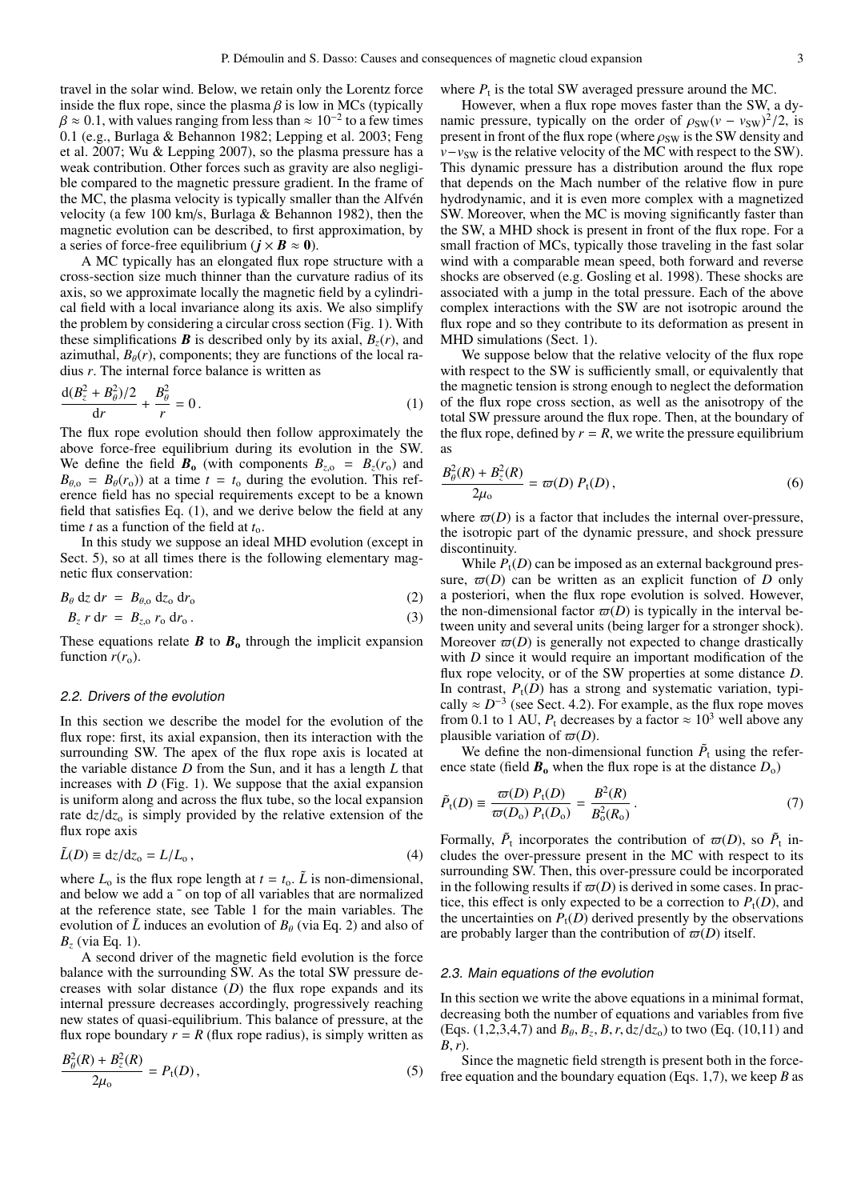travel in the solar wind. Below, we retain only the Lorentz force inside the flux rope, since the plasma $\beta$ is low in MCs (typically $\beta \approx 0.1$, with values ranging from less than $\approx 10^{-2}$ to a few times 0.1 (e.g., Burlaga & Behannon 1982; Lepping et al. 2003; Feng et al. 2007; Wu & Lepping 2007), so the plasma pressure has a weak contribution. Other forces such as gravity are also negligible compared to the magnetic pressure gradient. In the frame of the MC, the plasma velocity is typically smaller than the Alfvén velocity (a few 100 km/s, Burlaga & Behannon 1982), then the magnetic evolution can be described, to first approximation, by a series of force-free equilibrium ($\boldsymbol{j} \times \boldsymbol{B} \approx \boldsymbol{0}$).

A MC typically has an elongated flux rope structure with a cross-section size much thinner than the curvature radius of its axis, so we approximate locally the magnetic field by a cylindrical field with a local invariance along its axis. We also simplify the problem by considering a circular cross section (Fig. 1). With these simplifications $\boldsymbol{B}$ is described only by its axial, $B_z(r)$, and azimuthal, $B_\theta(r)$, components; they are functions of the local radius $r$. The internal force balance is written as

$$\frac{\mathrm{d}(B_z^2 + B_\theta^2)/2}{\mathrm{d}r} + \frac{B_\theta^2}{r} = 0 \,. \tag{1}$$

The flux rope evolution should then follow approximately the above force-free equilibrium during its evolution in the SW. We define the field $\boldsymbol{B_\mathrm{o}}$ (with components $B_{z,\mathrm{o}} = B_z(r_\mathrm{o})$ and $B_{\theta,\mathrm{o}} = B_\theta(r_\mathrm{o})$) at a time $t = t_\mathrm{o}$ during the evolution. This reference field has no special requirements except to be a known field that satisfies Eq. (1), and we derive below the field at any time $t$ as a function of the field at $t_\mathrm{o}$.

In this study we suppose an ideal MHD evolution (except in Sect. 5), so at all times there is the following elementary magnetic flux conservation:

$$B_\theta \, \mathrm{d}z \, \mathrm{d}r \;=\; B_{\theta,\mathrm{o}} \, \mathrm{d}z_\mathrm{o} \, \mathrm{d}r_\mathrm{o} \tag{2}$$

$$B_z \, r \, \mathrm{d}r \;=\; B_{z,\mathrm{o}} \, r_\mathrm{o} \, \mathrm{d}r_\mathrm{o} \,. \tag{3}$$

These equations relate $\boldsymbol{B}$ to $\boldsymbol{B_\mathrm{o}}$ through the implicit expansion function $r(r_\mathrm{o})$.

### 2.2. Drivers of the evolution

In this section we describe the model for the evolution of the flux rope: first, its axial expansion, then its interaction with the surrounding SW. The apex of the flux rope axis is located at the variable distance $D$ from the Sun, and it has a length $L$ that increases with $D$ (Fig. 1). We suppose that the axial expansion is uniform along and across the flux tube, so the local expansion rate $\mathrm{d}z/\mathrm{d}z_\mathrm{o}$ is simply provided by the relative extension of the flux rope axis

$$\tilde{L}(D) \equiv \mathrm{d}z/\mathrm{d}z_\mathrm{o} = L/L_\mathrm{o} \,, \tag{4}$$

where $L_\mathrm{o}$ is the flux rope length at $t = t_\mathrm{o}$. $\tilde{L}$ is non-dimensional, and below we add a $\tilde{}$ on top of all variables that are normalized at the reference state, see Table 1 for the main variables. The evolution of $\tilde{L}$ induces an evolution of $B_\theta$ (via Eq. 2) and also of $B_z$ (via Eq. 1).

A second driver of the magnetic field evolution is the force balance with the surrounding SW. As the total SW pressure decreases with solar distance ($D$) the flux rope expands and its internal pressure decreases accordingly, progressively reaching new states of quasi-equilibrium. This balance of pressure, at the flux rope boundary $r = R$ (flux rope radius), is simply written as

$$\frac{B_\theta^2(R) + B_z^2(R)}{2\mu_\mathrm{o}} = P_\mathrm{t}(D) \,, \tag{5}$$

where $P_\mathrm{t}$ is the total SW averaged pressure around the MC.

However, when a flux rope moves faster than the SW, a dynamic pressure, typically on the order of $\rho_\mathrm{SW}(v - v_\mathrm{SW})^2/2$, is present in front of the flux rope (where $\rho_\mathrm{SW}$ is the SW density and $v - v_\mathrm{SW}$ is the relative velocity of the MC with respect to the SW). This dynamic pressure has a distribution around the flux rope that depends on the Mach number of the relative flow in pure hydrodynamic, and it is even more complex with a magnetized SW. Moreover, when the MC is moving significantly faster than the SW, a MHD shock is present in front of the flux rope. For a small fraction of MCs, typically those traveling in the fast solar wind with a comparable mean speed, both forward and reverse shocks are observed (e.g. Gosling et al. 1998). These shocks are associated with a jump in the total pressure. Each of the above complex interactions with the SW are not isotropic around the flux rope and so they contribute to its deformation as present in MHD simulations (Sect. 1).

We suppose below that the relative velocity of the flux rope with respect to the SW is sufficiently small, or equivalently that the magnetic tension is strong enough to neglect the deformation of the flux rope cross section, as well as the anisotropy of the total SW pressure around the flux rope. Then, at the boundary of the flux rope, defined by $r = R$, we write the pressure equilibrium as

$$\frac{B_\theta^2(R) + B_z^2(R)}{2\mu_\mathrm{o}} = \varpi(D) \, P_\mathrm{t}(D) \,, \tag{6}$$

where $\varpi(D)$ is a factor that includes the internal over-pressure, the isotropic part of the dynamic pressure, and shock pressure discontinuity.

While $P_\mathrm{t}(D)$ can be imposed as an external background pressure, $\varpi(D)$ can be written as an explicit function of $D$ only a posteriori, when the flux rope evolution is solved. However, the non-dimensional factor $\varpi(D)$ is typically in the interval between unity and several units (being larger for a stronger shock). Moreover $\varpi(D)$ is generally not expected to change drastically with $D$ since it would require an important modification of the flux rope velocity, or of the SW properties at some distance $D$. In contrast, $P_\mathrm{t}(D)$ has a strong and systematic variation, typically $\approx D^{-3}$ (see Sect. 4.2). For example, as the flux rope moves from 0.1 to 1 AU, $P_\mathrm{t}$ decreases by a factor $\approx 10^3$ well above any plausible variation of $\varpi(D)$.

We define the non-dimensional function $\tilde{P}_\mathrm{t}$ using the reference state (field $\boldsymbol{B_\mathrm{o}}$ when the flux rope is at the distance $D_\mathrm{o}$)

$$\tilde{P}_\mathrm{t}(D) \equiv \frac{\varpi(D) \, P_\mathrm{t}(D)}{\varpi(D_\mathrm{o}) \, P_\mathrm{t}(D_\mathrm{o})} = \frac{B^2(R)}{B_\mathrm{o}^2(R_\mathrm{o})} \,. \tag{7}$$

Formally, $\tilde{P}_\mathrm{t}$ incorporates the contribution of $\varpi(D)$, so $\tilde{P}_\mathrm{t}$ includes the over-pressure present in the MC with respect to its surrounding SW. Then, this over-pressure could be incorporated in the following results if $\varpi(D)$ is derived in some cases. In practice, this effect is only expected to be a correction to $P_\mathrm{t}(D)$, and the uncertainties on $P_\mathrm{t}(D)$ derived presently by the observations are probably larger than the contribution of $\varpi(D)$ itself.

### 2.3. Main equations of the evolution

In this section we write the above equations in a minimal format, decreasing both the number of equations and variables from five (Eqs. (1,2,3,4,7) and $B_\theta, B_z, B, r, \mathrm{d}z/\mathrm{d}z_\mathrm{o}$) to two (Eq. (10,11) and $B, r$).

Since the magnetic field strength is present both in the force-free equation and the boundary equation (Eqs. 1,7), we keep $B$ as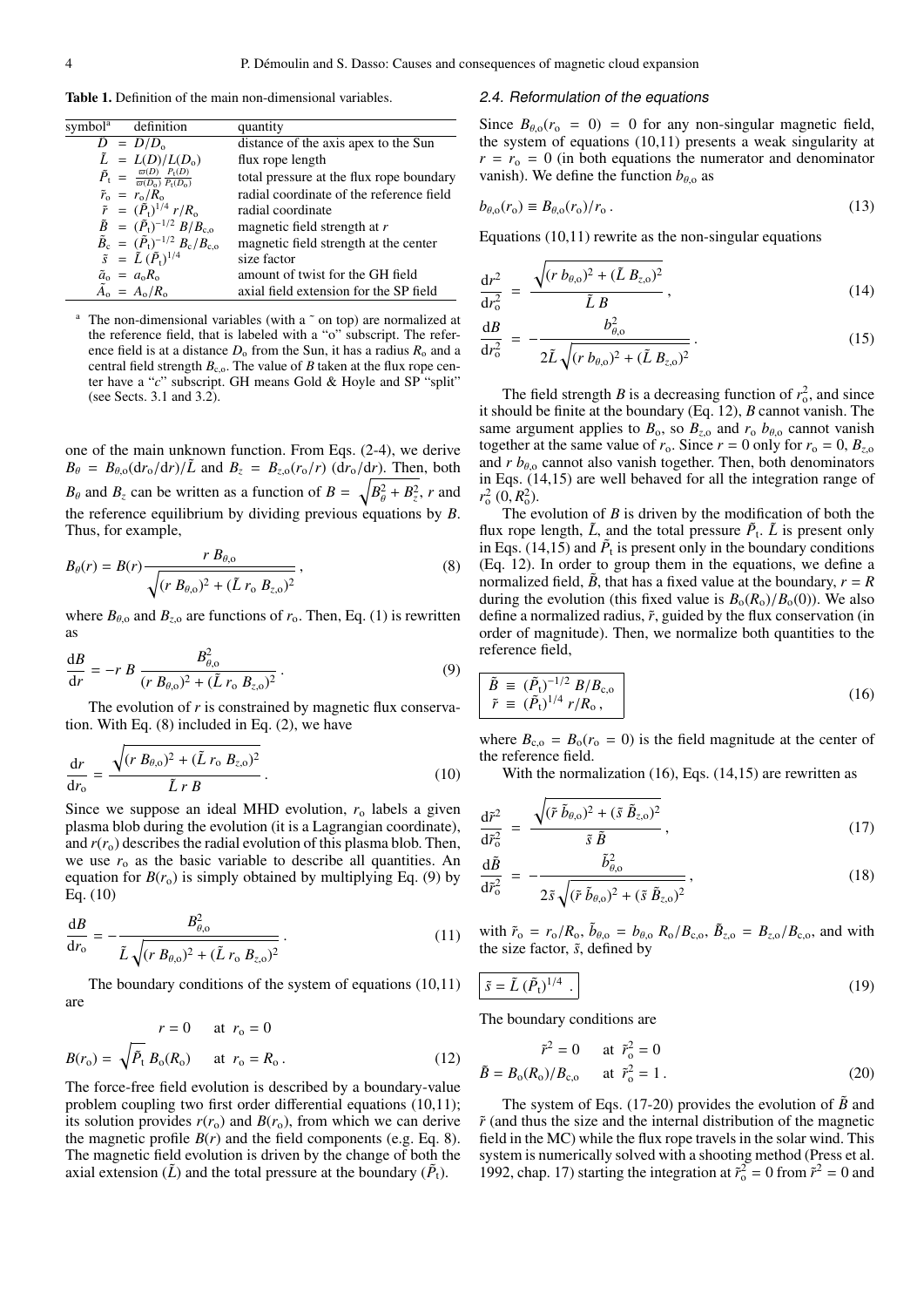**Table 1.** Definition of the main non-dimensional variables.

| symbol[a] | definition | quantity |
|---|---|---|
| $\tilde{D}$ | $= D/D_{\rm o}$ | distance of the axis apex to the Sun |
| $\tilde{L}$ | $= L(D)/L(D_{\rm o})$ | flux rope length |
| $\tilde{P}_{\rm t}$ | $= \frac{\varpi(D)}{\varpi(D_{\rm o})} \frac{P_{\rm t}(D)}{P_{\rm t}(D_{\rm o})}$ | total pressure at the flux rope boundary |
| $\tilde{r}_{\rm o}$ | $= r_{\rm o}/R_{\rm o}$ | radial coordinate of the reference field |
| $\tilde{r}$ | $= (\tilde{P}_{\rm t})^{1/4}\, r/R_{\rm o}$ | radial coordinate |
| $\tilde{B}$ | $= (\tilde{P}_{\rm t})^{-1/2}\, B/B_{\rm c,o}$ | magnetic field strength at $r$ |
| $\tilde{B}_{\rm c}$ | $= (\tilde{P}_{\rm t})^{-1/2}\, B_{\rm c}/B_{\rm c,o}$ | magnetic field strength at the center |
| $\tilde{s}$ | $= \tilde{L}\,(\tilde{P}_{\rm t})^{1/4}$ | size factor |
| $\tilde{a}_{\rm o}$ | $= a_{\rm o} R_{\rm o}$ | amount of twist for the GH field |
| $\tilde{A}_{\rm o}$ | $= A_{\rm o}/R_{\rm o}$ | axial field extension for the SP field |

[a] The non-dimensional variables (with a ˜ on top) are normalized at the reference field, that is labeled with a "o" subscript. The reference field is at a distance $D_{\rm o}$ from the Sun, it has a radius $R_{\rm o}$ and a central field strength $B_{\rm c,o}$. The value of $B$ taken at the flux rope center have a "$c$" subscript. GH means Gold & Hoyle and SP "split" (see Sects. 3.1 and 3.2).

one of the main unknown function. From Eqs. (2-4), we derive $B_\theta = B_{\theta,{\rm o}}({\rm d}r_{\rm o}/{\rm d}r)/\tilde{L}$ and $B_z = B_{z,{\rm o}}(r_{\rm o}/r)\,({\rm d}r_{\rm o}/{\rm d}r)$. Then, both $B_\theta$ and $B_z$ can be written as a function of $B = \sqrt{B_\theta^2 + B_z^2}$, $r$ and the reference equilibrium by dividing previous equations by $B$. Thus, for example,

$$B_\theta(r) = B(r) \frac{r\, B_{\theta,{\rm o}}}{\sqrt{(r\, B_{\theta,{\rm o}})^2 + (\tilde{L}\, r_{\rm o}\, B_{z,{\rm o}})^2}}\,, \tag{8}$$

where $B_{\theta,{\rm o}}$ and $B_{z,{\rm o}}$ are functions of $r_{\rm o}$. Then, Eq. (1) is rewritten as

$$\frac{{\rm d}B}{{\rm d}r} = -r\, B\, \frac{B_{\theta,{\rm o}}^2}{(r\, B_{\theta,{\rm o}})^2 + (\tilde{L}\, r_{\rm o}\, B_{z,{\rm o}})^2}\,. \tag{9}$$

The evolution of $r$ is constrained by magnetic flux conservation. With Eq. (8) included in Eq. (2), we have

$$\frac{{\rm d}r}{{\rm d}r_{\rm o}} = \frac{\sqrt{(r\, B_{\theta,{\rm o}})^2 + (\tilde{L}\, r_{\rm o}\, B_{z,{\rm o}})^2}}{\tilde{L}\, r\, B}\,. \tag{10}$$

Since we suppose an ideal MHD evolution, $r_{\rm o}$ labels a given plasma blob during the evolution (it is a Lagrangian coordinate), and $r(r_{\rm o})$ describes the radial evolution of this plasma blob. Then, we use $r_{\rm o}$ as the basic variable to describe all quantities. An equation for $B(r_{\rm o})$ is simply obtained by multiplying Eq. (9) by Eq. (10)

$$\frac{{\rm d}B}{{\rm d}r_{\rm o}} = -\frac{B_{\theta,{\rm o}}^2}{\tilde{L}\sqrt{(r\, B_{\theta,{\rm o}})^2 + (\tilde{L}\, r_{\rm o}\, B_{z,{\rm o}})^2}}\,. \tag{11}$$

The boundary conditions of the system of equations (10,11) are

$$\begin{aligned} r &= 0 \quad \text{at } r_{\rm o} = 0 \\ B(r_{\rm o}) &= \sqrt{\tilde{P}_{\rm t}}\, B_{\rm o}(R_{\rm o}) \quad \text{at } r_{\rm o} = R_{\rm o}\,. \end{aligned} \tag{12}$$

The force-free field evolution is described by a boundary-value problem coupling two first order differential equations (10,11); its solution provides $r(r_{\rm o})$ and $B(r_{\rm o})$, from which we can derive the magnetic profile $B(r)$ and the field components (e.g. Eq. 8). The magnetic field evolution is driven by the change of both the axial extension ($\tilde{L}$) and the total pressure at the boundary ($\tilde{P}_{\rm t}$).

### 2.4. Reformulation of the equations

Since $B_{\theta,{\rm o}}(r_{\rm o} = 0) = 0$ for any non-singular magnetic field, the system of equations (10,11) presents a weak singularity at $r = r_{\rm o} = 0$ (in both equations the numerator and denominator vanish). We define the function $b_{\theta,{\rm o}}$ as

$$b_{\theta,{\rm o}}(r_{\rm o}) \equiv B_{\theta,{\rm o}}(r_{\rm o})/r_{\rm o}\,. \tag{13}$$

Equations (10,11) rewrite as the non-singular equations

$$\frac{{\rm d}r^2}{{\rm d}r_{\rm o}^2} = \frac{\sqrt{(r\, b_{\theta,{\rm o}})^2 + (\tilde{L}\, B_{z,{\rm o}})^2}}{\tilde{L}\, B}\,, \tag{14}$$

$$\frac{{\rm d}B}{{\rm d}r_{\rm o}^2} = -\frac{b_{\theta,{\rm o}}^2}{2\tilde{L}\sqrt{(r\, b_{\theta,{\rm o}})^2 + (\tilde{L}\, B_{z,{\rm o}})^2}}\,. \tag{15}$$

The field strength $B$ is a decreasing function of $r_{\rm o}^2$, and since it should be finite at the boundary (Eq. 12), $B$ cannot vanish. The same argument applies to $B_{\rm o}$, so $B_{z,{\rm o}}$ and $r_{\rm o}\, b_{\theta,{\rm o}}$ cannot vanish together at the same value of $r_{\rm o}$. Since $r = 0$ only for $r_{\rm o} = 0$, $B_{z,{\rm o}}$ and $r\, b_{\theta,{\rm o}}$ cannot also vanish together. Then, both denominators in Eqs. (14,15) are well behaved for all the integration range of $r_{\rm o}^2$ $(0, R_{\rm o}^2)$.

The evolution of $B$ is driven by the modification of both the flux rope length, $\tilde{L}$, and the total pressure $\tilde{P}_{\rm t}$. $\tilde{L}$ is present only in Eqs. (14,15) and $\tilde{P}_{\rm t}$ is present only in the boundary conditions (Eq. 12). In order to group them in the equations, we define a normalized field, $\tilde{B}$, that has a fixed value at the boundary, $r = R$ during the evolution (this fixed value is $B_{\rm o}(R_{\rm o})/B_{\rm o}(0)$). We also define a normalized radius, $\tilde{r}$, guided by the flux conservation (in order of magnitude). Then, we normalize both quantities to the reference field,

$$\boxed{\begin{aligned} \tilde{B} &\equiv (\tilde{P}_{\rm t})^{-1/2}\, B/B_{\rm c,o} \\ \tilde{r} &\equiv (\tilde{P}_{\rm t})^{1/4}\, r/R_{\rm o}\,, \end{aligned}} \tag{16}$$

where $B_{\rm c,o} = B_{\rm o}(r_{\rm o} = 0)$ is the field magnitude at the center of the reference field.

With the normalization (16), Eqs. (14,15) are rewritten as

$$\frac{{\rm d}\tilde{r}^2}{{\rm d}\tilde{r}_{\rm o}^2} = \frac{\sqrt{(\tilde{r}\, \tilde{b}_{\theta,{\rm o}})^2 + (\tilde{s}\, \tilde{B}_{z,{\rm o}})^2}}{\tilde{s}\, \tilde{B}}\,, \tag{17}$$

$$\frac{{\rm d}\tilde{B}}{{\rm d}\tilde{r}_{\rm o}^2} = -\frac{\tilde{b}_{\theta,{\rm o}}^2}{2\tilde{s}\sqrt{(\tilde{r}\, \tilde{b}_{\theta,{\rm o}})^2 + (\tilde{s}\, \tilde{B}_{z,{\rm o}})^2}}\,, \tag{18}$$

with $\tilde{r}_{\rm o} = r_{\rm o}/R_{\rm o}$, $\tilde{b}_{\theta,{\rm o}} = b_{\theta,{\rm o}}\, R_{\rm o}/B_{\rm c,o}$, $\tilde{B}_{z,{\rm o}} = B_{z,{\rm o}}/B_{\rm c,o}$, and with the size factor, $\tilde{s}$, defined by

$$\boxed{\tilde{s} = \tilde{L}\,(\tilde{P}_{\rm t})^{1/4}\,.} \tag{19}$$

The boundary conditions are

$$\begin{aligned} \tilde{r}^2 &= 0 \quad \text{at } \tilde{r}_{\rm o}^2 = 0 \\ \tilde{B} &= B_{\rm o}(R_{\rm o})/B_{\rm c,o} \quad \text{at } \tilde{r}_{\rm o}^2 = 1\,. \end{aligned} \tag{20}$$

The system of Eqs. (17-20) provides the evolution of $\tilde{B}$ and $\tilde{r}$ (and thus the size and the internal distribution of the magnetic field in the MC) while the flux rope travels in the solar wind. This system is numerically solved with a shooting method (Press et al. 1992, chap. 17) starting the integration at $\tilde{r}_{\rm o}^2 = 0$ from $\tilde{r}^2 = 0$ and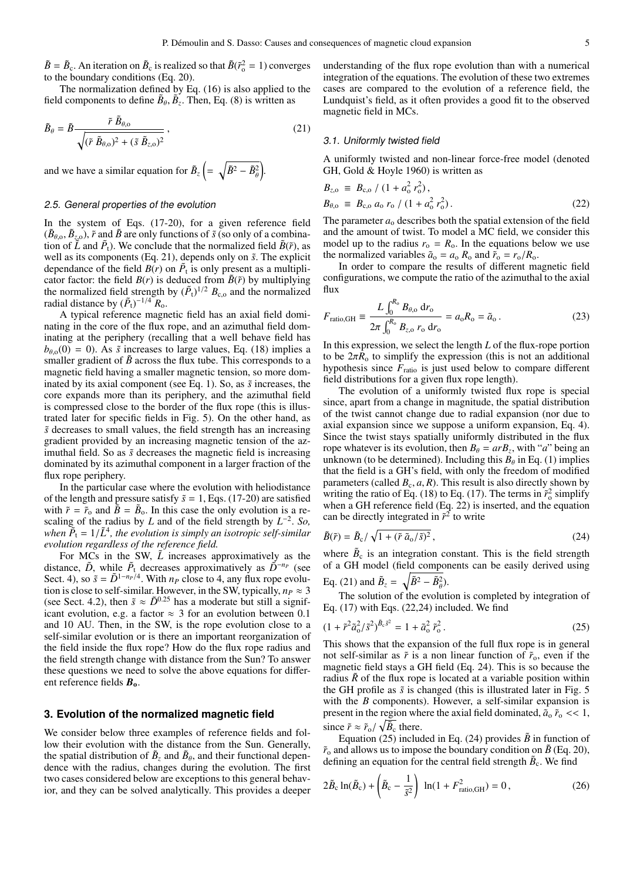$\tilde{B} = \tilde{B}_{\rm c}$. An iteration on $\tilde{B}_{\rm c}$ is realized so that $\tilde{B}(\tilde{r}_{\rm o}^2 = 1)$ converges to the boundary conditions (Eq. 20).

The normalization defined by Eq. (16) is also applied to the field components to define $\tilde{B}_\theta, \tilde{B}_z$. Then, Eq. (8) is written as

$$\tilde{B}_\theta = \tilde{B} \frac{\tilde{r}\ \tilde{B}_{\theta,{\rm o}}}{\sqrt{(\tilde{r}\ \tilde{B}_{\theta,{\rm o}})^2 + (\tilde{s}\ \tilde{B}_{z,{\rm o}})^2}}\ , \tag{21}$$

and we have a similar equation for $\tilde{B}_z \left(= \sqrt{\tilde{B}^2 - \tilde{B}_\theta^2}\right)$.

### 2.5. General properties of the evolution

In the system of Eqs. (17-20), for a given reference field $(\tilde{B}_{\theta,{\rm o}}, \tilde{B}_{z,{\rm o}})$, $\tilde{r}$ and $\tilde{B}$ are only functions of $\tilde{s}$ (so only of a combination of $\tilde{L}$ and $\tilde{P}_{\rm t}$). We conclude that the normalized field $\tilde{B}(\tilde{r})$, as well as its components (Eq. 21), depends only on $\tilde{s}$. The explicit dependance of the field $B(r)$ on $\tilde{P}_{\rm t}$ is only present as a multiplicator factor: the field $B(r)$ is deduced from $\tilde{B}(\tilde{r})$ by multiplying the normalized field strength by $(\tilde{P}_{\rm t})^{1/2}\ B_{\rm c,o}$ and the normalized radial distance by $(\tilde{P}_{\rm t})^{-1/4}\ R_{\rm o}$.

A typical reference magnetic field has an axial field dominating in the core of the flux rope, and an azimuthal field dominating at the periphery (recalling that a well behave field has $b_{\theta,{\rm o}}(0) = 0$). As $\tilde{s}$ increases to large values, Eq. (18) implies a smaller gradient of $\tilde{B}$ across the flux tube. This corresponds to a magnetic field having a smaller magnetic tension, so more dominated by its axial component (see Eq. 1). So, as $\tilde{s}$ increases, the core expands more than its periphery, and the azimuthal field is compressed close to the border of the flux rope (this is illustrated later for specific fields in Fig. 5). On the other hand, as $\tilde{s}$ decreases to small values, the field strength has an increasing gradient provided by an increasing magnetic tension of the azimuthal field. So as $\tilde{s}$ decreases the magnetic field is increasing dominated by its azimuthal component in a larger fraction of the flux rope periphery.

In the particular case where the evolution with heliodistance of the length and pressure satisfy $\tilde{s} = 1$, Eqs. (17-20) are satisfied with $\tilde{r} = \tilde{r}_{\rm o}$ and $\tilde{B} = \tilde{B}_{\rm o}$. In this case the only evolution is a rescaling of the radius by $L$ and of the field strength by $L^{-2}$. *So, when $\tilde{P}_{\rm t} = 1/\tilde{L}^4$, the evolution is simply an isotropic self-similar evolution regardless of the reference field.*

For MCs in the SW, $\tilde{L}$ increases approximatively as the distance, $\tilde{D}$, while $\tilde{P}_{\rm t}$ decreases approximatively as $\tilde{D}^{-n_P}$ (see Sect. 4), so $\tilde{s} = \tilde{D}^{1-n_P/4}$. With $n_P$ close to 4, any flux rope evolution is close to self-similar. However, in the SW, typically, $n_P \approx 3$ (see Sect. 4.2), then $\tilde{s} \approx \tilde{D}^{0.25}$ has a moderate but still a significant evolution, e.g. a factor $\approx 3$ for an evolution between 0.1 and 10 AU. Then, in the SW, is the rope evolution close to a self-similar evolution or is there an important reorganization of the field inside the flux rope? How do the flux rope radius and the field strength change with distance from the Sun? To answer these questions we need to solve the above equations for different reference fields $\boldsymbol{B}_{\rm o}$.

## 3. Evolution of the normalized magnetic field

We consider below three examples of reference fields and follow their evolution with the distance from the Sun. Generally, the spatial distribution of $\tilde{B}_z$ and $\tilde{B}_\theta$, and their functional dependence with the radius, changes during the evolution. The first two cases considered below are exceptions to this general behavior, and they can be solved analytically. This provides a deeper understanding of the flux rope evolution than with a numerical integration of the equations. The evolution of these two extremes cases are compared to the evolution of a reference field, the Lundquist's field, as it often provides a good fit to the observed magnetic field in MCs.

### 3.1. Uniformly twisted field

A uniformly twisted and non-linear force-free model (denoted GH, Gold & Hoyle 1960) is written as

$$\begin{aligned} B_{z,{\rm o}} &\equiv B_{\rm c,o}\ /\ (1 + a_{\rm o}^2\ r_{\rm o}^2)\,, \\ B_{\theta,{\rm o}} &\equiv B_{\rm c,o}\ a_{\rm o}\ r_{\rm o}\ /\ (1 + a_{\rm o}^2\ r_{\rm o}^2)\,. \end{aligned} \tag{22}$$

The parameter $a_{\rm o}$ describes both the spatial extension of the field and the amount of twist. To model a MC field, we consider this model up to the radius $r_{\rm o} = R_{\rm o}$. In the equations below we use the normalized variables $\tilde{a}_{\rm o} = a_{\rm o}\ R_{\rm o}$ and $\tilde{r}_{\rm o} = r_{\rm o}/R_{\rm o}$.

In order to compare the results of different magnetic field configurations, we compute the ratio of the azimuthal to the axial flux

$$F_{\rm ratio,GH} \equiv \frac{L \int_0^{R_{\rm o}} B_{\theta,{\rm o}}\ {\rm d}r_{\rm o}}{2\pi \int_0^{R_{\rm o}} B_{z,{\rm o}}\ r_{\rm o}\ {\rm d}r_{\rm o}} = a_{\rm o} R_{\rm o} = \tilde{a}_{\rm o}\,. \tag{23}$$

In this expression, we select the length $L$ of the flux-rope portion to be $2\pi R_{\rm o}$ to simplify the expression (this is not an additional hypothesis since $F_{\rm ratio}$ is just used below to compare different field distributions for a given flux rope length).

The evolution of a uniformly twisted flux rope is special since, apart from a change in magnitude, the spatial distribution of the twist cannot change due to radial expansion (nor due to axial expansion since we suppose a uniform expansion, Eq. 4). Since the twist stays spatially uniformly distributed in the flux rope whatever is its evolution, then $B_\theta = arB_z$, with "$a$" being an unknown (to be determined). Including this $B_\theta$ in Eq. (1) implies that the field is a GH's field, with only the freedom of modified parameters (called $B_{\rm c}, a, R$). This result is also directly shown by writing the ratio of Eq. (18) to Eq. (17). The terms in $\tilde{r}_{\rm o}^2$ simplify when a GH reference field (Eq. 22) is inserted, and the equation can be directly integrated in $\tilde{r}^2$ to write

$$\tilde{B}(\tilde{r}) = \tilde{B}_{\rm c} / \sqrt{1 + (\tilde{r}\ \tilde{a}_{\rm o}/\tilde{s})^2}\,, \tag{24}$$

where $\tilde{B}_{\rm c}$ is an integration constant. This is the field strength of a GH model (field components can be easily derived using Eq. (21) and $\tilde{B}_z = \sqrt{\tilde{B}^2 - \tilde{B}_\theta^2}$).

The solution of the evolution is completed by integration of Eq. (17) with Eqs. (22,24) included. We find

$$(1 + \tilde{r}^2 \tilde{a}_{\rm o}^2/\tilde{s}^2)^{\tilde{B}_{\rm c}\tilde{s}^2} = 1 + \tilde{a}_{\rm o}^2\ \tilde{r}_{\rm o}^2\,. \tag{25}$$

This shows that the expansion of the full flux rope is in general not self-similar as $\tilde{r}$ is a non linear function of $\tilde{r}_{\rm o}$, even if the magnetic field stays a GH field (Eq. 24). This is so because the radius $\tilde{R}$ of the flux rope is located at a variable position within the GH profile as $\tilde{s}$ is changed (this is illustrated later in Fig. 5 with the $B$ components). However, a self-similar expansion is present in the region where the axial field dominated, $\tilde{a}_{\rm o}\ \tilde{r}_{\rm o} << 1$, since $\tilde{r} \approx \tilde{r}_{\rm o}/\sqrt{\tilde{B}_{\rm c}}$ there.

Equation (25) included in Eq. (24) provides $\tilde{B}$ in function of $\tilde{r}_{\rm o}$ and allows us to impose the boundary condition on $\tilde{B}$ (Eq. 20), defining an equation for the central field strength $\tilde{B}_{\rm c}$. We find

$$2\tilde{B}_{\rm c} \ln(\tilde{B}_{\rm c}) + \left(\tilde{B}_{\rm c} - \frac{1}{\tilde{s}^2}\right)\ \ln(1 + F_{\rm ratio,GH}^2) = 0\,, \tag{26}$$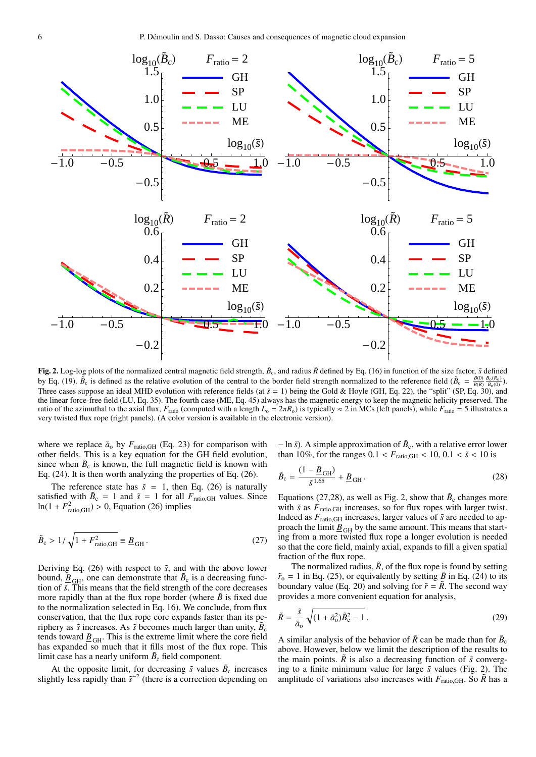$\log_{10}(\tilde{B}_c)$ $F_{\rm ratio} = 2$

1.5

1.0

0.5

GH

SP

LU

ME

$\log_{10}(\tilde{s})$

−1.0 −0.5 0.5 1.0

−0.5

$\log_{10}(\tilde{B}_c)$ $F_{\rm ratio} = 5$

1.5

1.0

0.5

GH

SP

LU

ME

$\log_{10}(\tilde{s})$

−1.0 −0.5 0.5 1.0

−0.5

$\log_{10}(\tilde{R})$ $F_{\rm ratio} = 2$

0.6

0.4

0.2

GH

SP

LU

ME

$\log_{10}(\tilde{s})$

−1.0 −0.5 0.5 1.0

−0.2

$\log_{10}(\tilde{R})$ $F_{\rm ratio} = 5$

0.6

0.4

0.2

GH

SP

LU

ME

$\log_{10}(\tilde{s})$

−1.0 −0.5 0.5 1.0

−0.2

**Fig. 2.** Log-log plots of the normalized central magnetic field strength, $\tilde{B}_c$, and radius $\tilde{R}$ defined by Eq. (16) in function of the size factor, $\tilde{s}$ defined by Eq. (19). $\tilde{B}_c$ is defined as the relative evolution of the central to the border field strength normalized to the reference field ($\tilde{B}_c = \frac{B(0)}{B(R)} \frac{B_o(R_o)}{B_o(0)}$). Three cases suppose an ideal MHD evolution with reference fields (at $\tilde{s} = 1$) being the Gold & Hoyle (GH, Eq. 22), the "split" (SP, Eq. 30), and the linear force-free field (LU, Eq. 35). The fourth case (ME, Eq. 45) always has the magnetic energy to keep the magnetic helicity preserved. The ratio of the azimuthal to the axial flux, $F_{\rm ratio}$ (computed with a length $L_o = 2\pi R_o$) is typically $\approx 2$ in MCs (left panels), while $F_{\rm ratio} = 5$ illustrates a very twisted flux rope (right panels). (A color version is available in the electronic version).

where we replace $\tilde{a}_o$ by $F_{\rm ratio,GH}$ (Eq. 23) for comparison with other fields. This is a key equation for the GH field evolution, since when $\tilde{B}_c$ is known, the full magnetic field is known with Eq. (24). It is then worth analyzing the properties of Eq. (26).

The reference state has $\tilde{s} = 1$, then Eq. (26) is naturally satisfied with $\tilde{B}_c = 1$ and $\tilde{s} = 1$ for all $F_{\rm ratio,GH}$ values. Since $\ln(1 + F^2_{\rm ratio,GH}) > 0$, Equation (26) implies

$$\tilde{B}_c > 1/\sqrt{1 + F^2_{\rm ratio,GH}} \equiv \underline{B}_{\rm GH}\,. \qquad (27)$$

Deriving Eq. (26) with respect to $\tilde{s}$, and with the above lower bound, $\underline{B}_{\rm GH}$, one can demonstrate that $\tilde{B}_c$ is a decreasing function of $\tilde{s}$. This means that the field strength of the core decreases more rapidly than at the flux rope border (where $\tilde{B}$ is fixed due to the normalization selected in Eq. 16). We conclude, from flux conservation, that the flux rope core expands faster than its periphery as $\tilde{s}$ increases. As $\tilde{s}$ becomes much larger than unity, $\tilde{B}_c$ tends toward $\underline{B}_{\rm GH}$. This is the extreme limit where the core field has expanded so much that it fills most of the flux rope. This limit case has a nearly uniform $\tilde{B}_z$ field component.

At the opposite limit, for decreasing $\tilde{s}$ values $\tilde{B}_c$ increases slightly less rapidly than $\tilde{s}^{-2}$ (there is a correction depending on $-\ln \tilde{s}$). A simple approximation of $\tilde{B}_c$, with a relative error lower than 10%, for the ranges $0.1 < F_{\rm ratio,GH} < 10$, $0.1 < \tilde{s} < 10$ is

$$\tilde{B}_c = \frac{(1 - \underline{B}_{\rm GH})}{\tilde{s}^{1.65}} + \underline{B}_{\rm GH}\,. \qquad (28)$$

Equations (27,28), as well as Fig. 2, show that $\tilde{B}_c$ changes more with $\tilde{s}$ as $F_{\rm ratio,GH}$ increases, so for flux ropes with larger twist. Indeed as $F_{\rm ratio,GH}$ increases, larger values of $\tilde{s}$ are needed to approach the limit $\underline{B}_{\rm GH}$ by the same amount. This means that starting from a more twisted flux rope a longer evolution is needed so that the core field, mainly axial, expands to fill a given spatial fraction of the flux rope.

The normalized radius, $\tilde{R}$, of the flux rope is found by setting $\tilde{r}_o = 1$ in Eq. (25), or equivalently by setting $\tilde{B}$ in Eq. (24) to its boundary value (Eq. 20) and solving for $\tilde{r} = \tilde{R}$. The second way provides a more convenient equation for analysis,

$$\tilde{R} = \frac{\tilde{s}}{\tilde{a}_o}\sqrt{(1 + \tilde{a}_o^2)\tilde{B}_c^2 - 1}\,. \qquad (29)$$

A similar analysis of the behavior of $\tilde{R}$ can be made than for $\tilde{B}_c$ above. However, below we limit the description of the results to the main points. $\tilde{R}$ is also a decreasing function of $\tilde{s}$ converging to a finite minimum value for large $\tilde{s}$ values (Fig. 2). The amplitude of variations also increases with $F_{\rm ratio,GH}$. So $\tilde{R}$ has a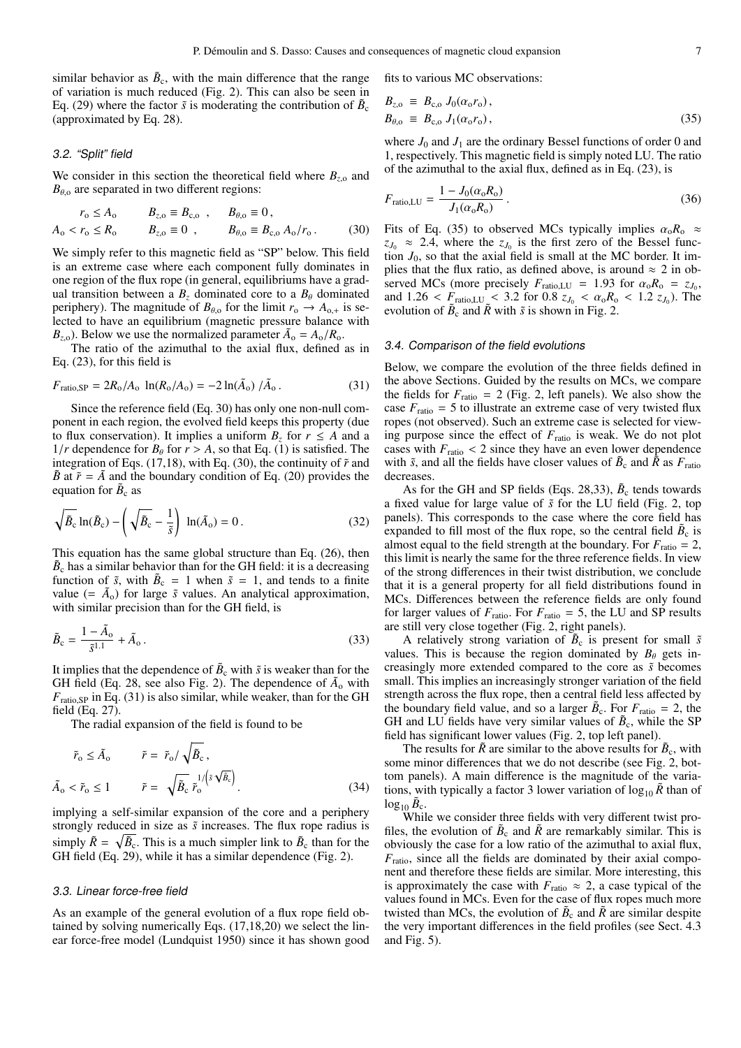similar behavior as $\tilde{B}_{\rm c}$, with the main difference that the range of variation is much reduced (Fig. 2). This can also be seen in Eq. (29) where the factor $\tilde{s}$ is moderating the contribution of $\tilde{B}_{\rm c}$ (approximated by Eq. 28).

### 3.2. "Split" field

We consider in this section the theoretical field where $B_{z,{\rm o}}$ and $B_{\theta,{\rm o}}$ are separated in two different regions:

$$
\begin{array}{lll}
r_{\rm o} \leq A_{\rm o} & B_{z,{\rm o}} \equiv B_{\rm c,o} \ , & B_{\theta,{\rm o}} \equiv 0 \, , \\
A_{\rm o} < r_{\rm o} \leq R_{\rm o} & B_{z,{\rm o}} \equiv 0 \ , & B_{\theta,{\rm o}} \equiv B_{\rm c,o} \, A_{\rm o}/r_{\rm o} \, .
\end{array} \quad (30)
$$

We simply refer to this magnetic field as "SP" below. This field is an extreme case where each component fully dominates in one region of the flux rope (in general, equilibriums have a gradual transition between a $B_z$ dominated core to a $B_\theta$ dominated periphery). The magnitude of $B_{\theta,{\rm o}}$ for the limit $r_{\rm o} \rightarrow A_{{\rm o},+}$ is selected to have an equilibrium (magnetic pressure balance with $B_{z,{\rm o}}$). Below we use the normalized parameter $\tilde{A}_{\rm o} = A_{\rm o}/R_{\rm o}$.

The ratio of the azimuthal to the axial flux, defined as in Eq. (23), for this field is

$$
F_{\rm ratio,SP} = 2R_{\rm o}/A_{\rm o} \, \ln(R_{\rm o}/A_{\rm o}) = -2\ln(\tilde{A}_{\rm o}) \, /\tilde{A}_{\rm o} \, . \quad (31)
$$

Since the reference field (Eq. 30) has only one non-null component in each region, the evolved field keeps this property (due to flux conservation). It implies a uniform $B_z$ for $r \leq A$ and a $1/r$ dependence for $B_\theta$ for $r > A$, so that Eq. (1) is satisfied. The integration of Eqs. (17,18), with Eq. (30), the continuity of $\tilde{r}$ and $\tilde{B}$ at $\tilde{r} = \tilde{A}$ and the boundary condition of Eq. (20) provides the equation for $\tilde{B}_{\rm c}$ as

$$
\sqrt{\tilde{B}_{\rm c}} \ln(\tilde{B}_{\rm c}) - \left( \sqrt{\tilde{B}_{\rm c}} - \frac{1}{\tilde{s}} \right) \, \ln(\tilde{A}_{\rm o}) = 0 \, . \quad (32)
$$

This equation has the same global structure than Eq. (26), then $\tilde{B}_{\rm c}$ has a similar behavior than for the GH field: it is a decreasing function of $\tilde{s}$, with $\tilde{B}_{\rm c} = 1$ when $\tilde{s} = 1$, and tends to a finite value ($= \tilde{A}_{\rm o}$) for large $\tilde{s}$ values. An analytical approximation, with similar precision than for the GH field, is

$$
\tilde{B}_{\rm c} = \frac{1 - \tilde{A}_{\rm o}}{\tilde{s}^{1.1}} + \tilde{A}_{\rm o} \, . \quad (33)
$$

It implies that the dependence of $\tilde{B}_{\rm c}$ with $\tilde{s}$ is weaker than for the GH field (Eq. 28, see also Fig. 2). The dependence of $\tilde{A}_{\rm o}$ with $F_{\rm ratio,SP}$ in Eq. (31) is also similar, while weaker, than for the GH field (Eq. 27).

The radial expansion of the field is found to be

$$
\begin{array}{ll}
\tilde{r}_{\rm o} \leq \tilde{A}_{\rm o} & \tilde{r} = \tilde{r}_{\rm o}/\sqrt{\tilde{B}_{\rm c}} \, , \\
\tilde{A}_{\rm o} < \tilde{r}_{\rm o} \leq 1 & \tilde{r} = \sqrt{\tilde{B}_{\rm c}} \, \tilde{r}_{\rm o}^{\,1/\left(\tilde{s}\sqrt{\tilde{B}_{\rm c}}\right)} .
\end{array} \quad (34)
$$

implying a self-similar expansion of the core and a periphery strongly reduced in size as $\tilde{s}$ increases. The flux rope radius is simply $\tilde{R} = \sqrt{\tilde{B}_{\rm c}}$. This is a much simpler link to $\tilde{B}_{\rm c}$ than for the GH field (Eq. 29), while it has a similar dependence (Fig. 2).

### 3.3. Linear force-free field

As an example of the general evolution of a flux rope field obtained by solving numerically Eqs. (17,18,20) we select the linear force-free model (Lundquist 1950) since it has shown good fits to various MC observations:

$$
\begin{array}{l}
B_{z,{\rm o}} \equiv B_{\rm c,o} \, J_0(\alpha_{\rm o} r_{\rm o}) \, , \\
B_{\theta,{\rm o}} \equiv B_{\rm c,o} \, J_1(\alpha_{\rm o} r_{\rm o}) \, ,
\end{array} \quad (35)
$$

where $J_0$ and $J_1$ are the ordinary Bessel functions of order 0 and 1, respectively. This magnetic field is simply noted LU. The ratio of the azimuthal to the axial flux, defined as in Eq. (23), is

$$
F_{\rm ratio,LU} = \frac{1 - J_0(\alpha_{\rm o} R_{\rm o})}{J_1(\alpha_{\rm o} R_{\rm o})} \, . \quad (36)
$$

Fits of Eq. (35) to observed MCs typically implies $\alpha_{\rm o} R_{\rm o} \approx z_{J_0} \approx 2.4$, where the $z_{J_0}$ is the first zero of the Bessel function $J_0$, so that the axial field is small at the MC border. It implies that the flux ratio, as defined above, is around $\approx 2$ in observed MCs (more precisely $F_{\rm ratio,LU} = 1.93$ for $\alpha_{\rm o} R_{\rm o} = z_{J_0}$, and $1.26 < F_{\rm ratio,LU} < 3.2$ for $0.8 \, z_{J_0} < \alpha_{\rm o} R_{\rm o} < 1.2 \, z_{J_0}$). The evolution of $\tilde{B}_{\rm c}$ and $\tilde{R}$ with $\tilde{s}$ is shown in Fig. 2.

### 3.4. Comparison of the field evolutions

Below, we compare the evolution of the three fields defined in the above Sections. Guided by the results on MCs, we compare the fields for $F_{\rm ratio} = 2$ (Fig. 2, left panels). We also show the case $F_{\rm ratio} = 5$ to illustrate an extreme case of very twisted flux ropes (not observed). Such an extreme case is selected for viewing purpose since the effect of $F_{\rm ratio}$ is weak. We do not plot cases with $F_{\rm ratio} < 2$ since they have an even lower dependence with $\tilde{s}$, and all the fields have closer values of $\tilde{B}_{\rm c}$ and $\tilde{R}$ as $F_{\rm ratio}$ decreases.

As for the GH and SP fields (Eqs. 28,33), $\tilde{B}_{\rm c}$ tends towards a fixed value for large value of $\tilde{s}$ for the LU field (Fig. 2, top panels). This corresponds to the case where the core field has expanded to fill most of the flux rope, so the central field $\tilde{B}_{\rm c}$ is almost equal to the field strength at the boundary. For $F_{\rm ratio} = 2$, this limit is nearly the same for the three reference fields. In view of the strong differences in their twist distribution, we conclude that it is a general property for all field distributions found in MCs. Differences between the reference fields are only found for larger values of $F_{\rm ratio}$. For $F_{\rm ratio} = 5$, the LU and SP results are still very close together (Fig. 2, right panels).

A relatively strong variation of $\tilde{B}_{\rm c}$ is present for small $\tilde{s}$ values. This is because the region dominated by $B_\theta$ gets increasingly more extended compared to the core as $\tilde{s}$ becomes small. This implies an increasingly stronger variation of the field strength across the flux rope, then a central field less affected by the boundary field value, and so a larger $\tilde{B}_{\rm c}$. For $F_{\rm ratio} = 2$, the GH and LU fields have very similar values of $\tilde{B}_{\rm c}$, while the SP field has significant lower values (Fig. 2, top left panel).

The results for $\tilde{R}$ are similar to the above results for $\tilde{B}_{\rm c}$, with some minor differences that we do not describe (see Fig. 2, bottom panels). A main difference is the magnitude of the variations, with typically a factor 3 lower variation of $\log_{10} \tilde{R}$ than of $\log_{10} \tilde{B}_{\rm c}$.

While we consider three fields with very different twist profiles, the evolution of $\tilde{B}_{\rm c}$ and $\tilde{R}$ are remarkably similar. This is obviously the case for a low ratio of the azimuthal to axial flux, $F_{\rm ratio}$, since all the fields are dominated by their axial component and therefore these fields are similar. More interesting, this is approximately the case with $F_{\rm ratio} \approx 2$, a case typical of the values found in MCs. Even for the case of flux ropes much more twisted than MCs, the evolution of $\tilde{B}_{\rm c}$ and $\tilde{R}$ are similar despite the very important differences in the field profiles (see Sect. 4.3 and Fig. 5).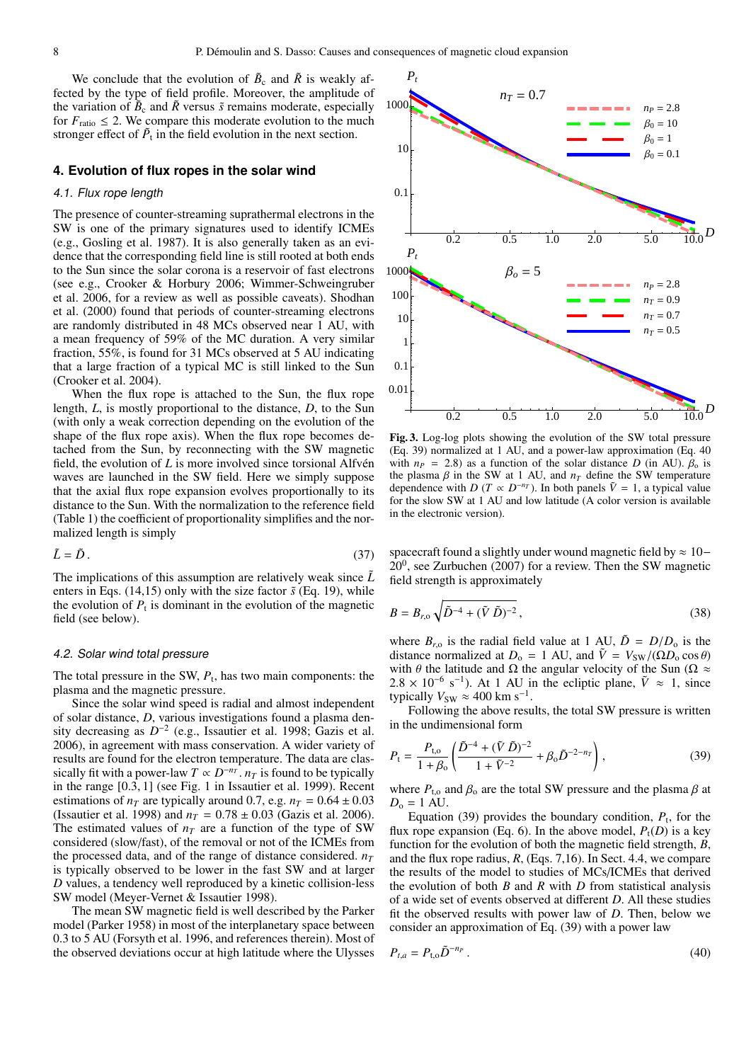We conclude that the evolution of $\tilde{B}_c$ and $\tilde{R}$ is weakly affected by the type of field profile. Moreover, the amplitude of the variation of $\tilde{B}_c$ and $\tilde{R}$ versus $\tilde{s}$ remains moderate, especially for $F_{\rm ratio} \leq 2$. We compare this moderate evolution to the much stronger effect of $\tilde{P}_t$ in the field evolution in the next section.

## 4. Evolution of flux ropes in the solar wind

### 4.1. Flux rope length

The presence of counter-streaming suprathermal electrons in the SW is one of the primary signatures used to identify ICMEs (e.g., Gosling et al. 1987). It is also generally taken as an evidence that the corresponding field line is still rooted at both ends to the Sun since the solar corona is a reservoir of fast electrons (see e.g., Crooker & Horbury 2006; Wimmer-Schweingruber et al. 2006, for a review as well as possible caveats). Shodhan et al. (2000) found that periods of counter-streaming electrons are randomly distributed in 48 MCs observed near 1 AU, with a mean frequency of 59% of the MC duration. A very similar fraction, 55%, is found for 31 MCs observed at 5 AU indicating that a large fraction of a typical MC is still linked to the Sun (Crooker et al. 2004).

When the flux rope is attached to the Sun, the flux rope length, $L$, is mostly proportional to the distance, $D$, to the Sun (with only a weak correction depending on the evolution of the shape of the flux rope axis). When the flux rope becomes detached from the Sun, by reconnecting with the SW magnetic field, the evolution of $L$ is more involved since torsional Alfvén waves are launched in the SW field. Here we simply suppose that the axial flux rope expansion evolves proportionally to its distance to the Sun. With the normalization to the reference field (Table 1) the coefficient of proportionality simplifies and the normalized length is simply

$$\tilde{L} = \tilde{D}\,. \tag{37}$$

The implications of this assumption are relatively weak since $\tilde{L}$ enters in Eqs. (14,15) only with the size factor $\tilde{s}$ (Eq. 19), while the evolution of $P_t$ is dominant in the evolution of the magnetic field (see below).

### 4.2. Solar wind total pressure

The total pressure in the SW, $P_t$, has two main components: the plasma and the magnetic pressure.

Since the solar wind speed is radial and almost independent of solar distance, $D$, various investigations found a plasma density decreasing as $D^{-2}$ (e.g., Issautier et al. 1998; Gazis et al. 2006), in agreement with mass conservation. A wider variety of results are found for the electron temperature. The data are classically fit with a power-law $T \propto D^{-n_T}$. $n_T$ is found to be typically in the range [0.3, 1] (see Fig. 1 in Issautier et al. 1999). Recent estimations of $n_T$ are typically around 0.7, e.g. $n_T = 0.64 \pm 0.03$ (Issautier et al. 1998) and $n_T = 0.78 \pm 0.03$ (Gazis et al. 2006). The estimated values of $n_T$ are a function of the type of SW considered (slow/fast), of the removal or not of the ICMEs from the processed data, and of the range of distance considered. $n_T$ is typically observed to be lower in the fast SW and at larger $D$ values, a tendency well reproduced by a kinetic collision-less SW model (Meyer-Vernet & Issautier 1998).

The mean SW magnetic field is well described by the Parker model (Parker 1958) in most of the interplanetary space between 0.3 to 5 AU (Forsyth et al. 1996, and references therein). Most of the observed deviations occur at high latitude where the Ulysses spacecraft found a slightly under wound magnetic field by $\approx 10$–$20^0$, see Zurbuchen (2007) for a review. Then the SW magnetic field strength is approximately

$$B = B_{r,{\rm o}} \sqrt{\tilde{D}^{-4} + (\tilde{V}\,\tilde{D})^{-2}}\,, \tag{38}$$

where $B_{r,{\rm o}}$ is the radial field value at 1 AU, $\tilde{D} = D/D_{\rm o}$ is the distance normalized at $D_{\rm o} = 1$ AU, and $\tilde{V} = V_{\rm SW}/(\Omega D_{\rm o}\cos\theta)$ with $\theta$ the latitude and $\Omega$ the angular velocity of the Sun ($\Omega \approx 2.8 \times 10^{-6}$ s$^{-1}$). At 1 AU in the ecliptic plane, $\tilde{V} \approx 1$, since typically $V_{\rm SW} \approx 400$ km s$^{-1}$.

Following the above results, the total SW pressure is written in the undimensional form

$$P_{\rm t} = \frac{P_{\rm t,o}}{1+\beta_{\rm o}} \left( \frac{\tilde{D}^{-4} + (\tilde{V}\,\tilde{D})^{-2}}{1+\tilde{V}^{-2}} + \beta_{\rm o}\tilde{D}^{-2-n_T} \right), \tag{39}$$

where $P_{\rm t,o}$ and $\beta_{\rm o}$ are the total SW pressure and the plasma $\beta$ at $D_{\rm o} = 1$ AU.

Equation (39) provides the boundary condition, $P_t$, for the flux rope expansion (Eq. 6). In the above model, $P_t(D)$ is a key function for the evolution of both the magnetic field strength, $B$, and the flux rope radius, $R$, (Eqs. 7,16). In Sect. 4.4, we compare the results of the model to studies of MCs/ICMEs that derived the evolution of both $B$ and $R$ with $D$ from statistical analysis of a wide set of events observed at different $D$. All these studies fit the observed results with power law of $D$. Then, below we consider an approximation of Eq. (39) with a power law

$$P_{t,a} = P_{\rm t,o}\tilde{D}^{-n_P}\,. \tag{40}$$

$P_t$

$n_T = 0.7$

$n_P = 2.8$
$\beta_0 = 10$
$\beta_0 = 1$
$\beta_0 = 0.1$

1000
10
0.1
0.2 0.5 1.0 2.0 5.0 10.0 $D$

$P_t$

$\beta_o = 5$

$n_P = 2.8$
$n_T = 0.9$
$n_T = 0.7$
$n_T = 0.5$

1000
100
10
1
0.1
0.01
0.2 0.5 1.0 2.0 5.0 10.0 $D$

**Fig. 3.** Log-log plots showing the evolution of the SW total pressure (Eq. 39) normalized at 1 AU, and a power-law approximation (Eq. 40 with $n_P = 2.8$) as a function of the solar distance $D$ (in AU). $\beta_{\rm o}$ is the plasma $\beta$ in the SW at 1 AU, and $n_T$ define the SW temperature dependence with $D$ ($T \propto D^{-n_T}$). In both panels $\tilde{V} = 1$, a typical value for the slow SW at 1 AU and low latitude (A color version is available in the electronic version).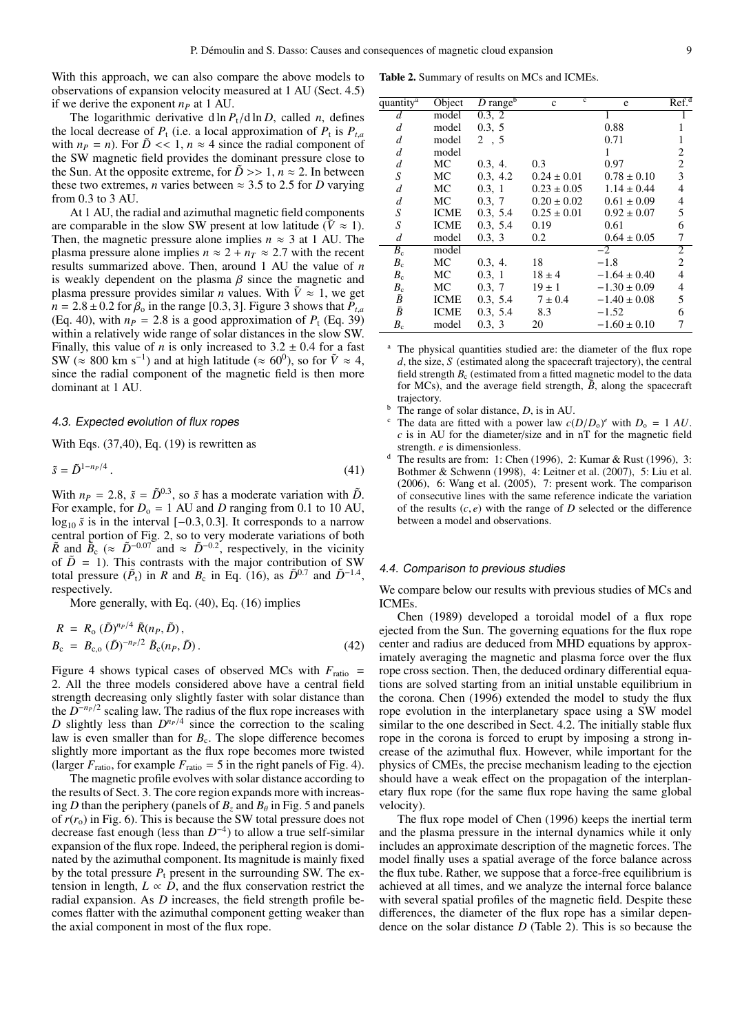With this approach, we can also compare the above models to observations of expansion velocity measured at 1 AU (Sect. 4.5) if we derive the exponent $n_P$ at 1 AU.

The logarithmic derivative $\mathrm{d}\ln P_\mathrm{t}/\mathrm{d}\ln D$, called $n$, defines the local decrease of $P_\mathrm{t}$ (i.e. a local approximation of $P_\mathrm{t}$ is $P_{t,a}$ with $n_P = n$). For $\tilde{D} << 1$, $n \approx 4$ since the radial component of the SW magnetic field provides the dominant pressure close to the Sun. At the opposite extreme, for $\tilde{D} >> 1$, $n \approx 2$. In between these two extremes, $n$ varies between $\approx 3.5$ to 2.5 for $D$ varying from 0.3 to 3 AU.

At 1 AU, the radial and azimuthal magnetic field components are comparable in the slow SW present at low latitude ($\tilde{V} \approx 1$). Then, the magnetic pressure alone implies $n \approx 3$ at 1 AU. The plasma pressure alone implies $n \approx 2 + n_T \approx 2.7$ with the recent results summarized above. Then, around 1 AU the value of $n$ is weakly dependent on the plasma $\beta$ since the magnetic and plasma pressure provides similar $n$ values. With $\tilde{V} \approx 1$, we get $n = 2.8 \pm 0.2$ for $\beta_\mathrm{o}$ in the range [0.3, 3]. Figure 3 shows that $P_{t,a}$ (Eq. 40), with $n_P = 2.8$ is a good approximation of $P_\mathrm{t}$ (Eq. 39) within a relatively wide range of solar distances in the slow SW. Finally, this value of $n$ is only increased to $3.2 \pm 0.4$ for a fast SW ($\approx 800$ km s$^{-1}$) and at high latitude ($\approx 60^0$), so for $\tilde{V} \approx 4$, since the radial component of the magnetic field is then more dominant at 1 AU.

### 4.3. Expected evolution of flux ropes

With Eqs. (37,40), Eq. (19) is rewritten as

$$\tilde{s} = \tilde{D}^{1-n_P/4}\,. \tag{41}$$

With $n_P = 2.8$, $\tilde{s} = \tilde{D}^{0.3}$, so $\tilde{s}$ has a moderate variation with $\tilde{D}$. For example, for $D_\mathrm{o} = 1$ AU and $D$ ranging from 0.1 to 10 AU, $\log_{10}\tilde{s}$ is in the interval $[-0.3, 0.3]$. It corresponds to a narrow central portion of Fig. 2, so to very moderate variations of both $\tilde{R}$ and $\tilde{B}_\mathrm{c}$ ($\approx \tilde{D}^{-0.07}$ and $\approx \tilde{D}^{-0.2}$, respectively, in the vicinity of $\tilde{D} = 1$). This contrasts with the major contribution of SW total pressure ($\tilde{P}_\mathrm{t}$) in $R$ and $B_\mathrm{c}$ in Eq. (16), as $\tilde{D}^{0.7}$ and $\tilde{D}^{-1.4}$, respectively.

More generally, with Eq. (40), Eq. (16) implies

$$\begin{aligned} R &= R_\mathrm{o}\,(\tilde{D})^{n_P/4}\,\tilde{R}(n_P,\tilde{D})\,, \\ B_\mathrm{c} &= B_\mathrm{c,o}\,(\tilde{D})^{-n_P/2}\,\tilde{B}_\mathrm{c}(n_P,\tilde{D})\,. \end{aligned} \tag{42}$$

Figure 4 shows typical cases of observed MCs with $F_\mathrm{ratio} = 2$. All the three models considered above have a central field strength decreasing only slightly faster with solar distance than the $D^{-n_P/2}$ scaling law. The radius of the flux rope increases with $D$ slightly less than $D^{n_P/4}$ since the correction to the scaling law is even smaller than for $B_\mathrm{c}$. The slope difference becomes slightly more important as the flux rope becomes more twisted (larger $F_\mathrm{ratio}$, for example $F_\mathrm{ratio} = 5$ in the right panels of Fig. 4).

The magnetic profile evolves with solar distance according to the results of Sect. 3. The core region expands more with increasing $D$ than the periphery (panels of $B_z$ and $B_\theta$ in Fig. 5 and panels of $r(r_\mathrm{o})$ in Fig. 6). This is because the SW total pressure does not decrease fast enough (less than $D^{-4}$) to allow a true self-similar expansion of the flux rope. Indeed, the peripheral region is dominated by the azimuthal component. Its magnitude is mainly fixed by the total pressure $P_\mathrm{t}$ present in the surrounding SW. The extension in length, $L \propto D$, and the flux conservation restrict the radial expansion. As $D$ increases, the field strength profile becomes flatter with the azimuthal component getting weaker than the axial component in most of the flux rope.

**Table 2.** Summary of results on MCs and ICMEs.

| quantity[a] | Object | $D$ range[b] | c[c] | e | Ref.[d] |
|---|---|---|---|---|---|
| $d$ | model | 0.3, 2 | | 1 | 1 |
| $d$ | model | 0.3, 5 | | 0.88 | 1 |
| $d$ | model | 2 , 5 | | 0.71 | 1 |
| $d$ | model | | | 1 | 2 |
| $d$ | MC | 0.3, 4. | 0.3 | 0.97 | 2 |
| $S$ | MC | 0.3, 4.2 | $0.24 \pm 0.01$ | $0.78 \pm 0.10$ | 3 |
| $d$ | MC | 0.3, 1 | $0.23 \pm 0.05$ | $1.14 \pm 0.44$ | 4 |
| $d$ | MC | 0.3, 7 | $0.20 \pm 0.02$ | $0.61 \pm 0.09$ | 4 |
| $S$ | ICME | 0.3, 5.4 | $0.25 \pm 0.01$ | $0.92 \pm 0.07$ | 5 |
| $S$ | ICME | 0.3, 5.4 | 0.19 | 0.61 | 6 |
| $d$ | model | 0.3, 3 | 0.2 | $0.64 \pm 0.05$ | 7 |
| $B_\mathrm{c}$ | model | | | $-2$ | 2 |
| $B_\mathrm{c}$ | MC | 0.3, 4. | 18 | $-1.8$ | 2 |
| $B_\mathrm{c}$ | MC | 0.3, 1 | $18 \pm 4$ | $-1.64 \pm 0.40$ | 4 |
| $B_\mathrm{c}$ | MC | 0.3, 7 | $19 \pm 1$ | $-1.30 \pm 0.09$ | 4 |
| $\bar{B}$ | ICME | 0.3, 5.4 | $7 \pm 0.4$ | $-1.40 \pm 0.08$ | 5 |
| $\bar{B}$ | ICME | 0.3, 5.4 | 8.3 | $-1.52$ | 6 |
| $B_\mathrm{c}$ | model | 0.3, 3 | 20 | $-1.60 \pm 0.10$ | 7 |

[a] The physical quantities studied are: the diameter of the flux rope $d$, the size, $S$ (estimated along the spacecraft trajectory), the central field strength $B_\mathrm{c}$ (estimated from a fitted magnetic model to the data for MCs), and the average field strength, $\bar{B}$, along the spacecraft trajectory.

[b] The range of solar distance, $D$, is in AU.

[c] The data are fitted with a power law $c(D/D_\mathrm{o})^e$ with $D_\mathrm{o} = 1$ AU. $c$ is in AU for the diameter/size and in nT for the magnetic field strength. $e$ is dimensionless.

[d] The results are from: 1: Chen (1996), 2: Kumar & Rust (1996), 3: Bothmer & Schwenn (1998), 4: Leitner et al. (2007), 5: Liu et al. (2006), 6: Wang et al. (2005), 7: present work. The comparison of consecutive lines with the same reference indicate the variation of the results $(c, e)$ with the range of $D$ selected or the difference between a model and observations.

### 4.4. Comparison to previous studies

We compare below our results with previous studies of MCs and ICMEs.

Chen (1989) developed a toroidal model of a flux rope ejected from the Sun. The governing equations for the flux rope center and radius are deduced from MHD equations by approximately averaging the magnetic and plasma force over the flux rope cross section. Then, the deduced ordinary differential equations are solved starting from an initial unstable equilibrium in the corona. Chen (1996) extended the model to study the flux rope evolution in the interplanetary space using a SW model similar to the one described in Sect. 4.2. The initially stable flux rope in the corona is forced to erupt by imposing a strong increase of the azimuthal flux. However, while important for the physics of CMEs, the precise mechanism leading to the ejection should have a weak effect on the propagation of the interplanetary flux rope (for the same flux rope having the same global velocity).

The flux rope model of Chen (1996) keeps the inertial term and the plasma pressure in the internal dynamics while it only includes an approximate description of the magnetic forces. The model finally uses a spatial average of the force balance across the flux tube. Rather, we suppose that a force-free equilibrium is achieved at all times, and we analyze the internal force balance with several spatial profiles of the magnetic field. Despite these differences, the diameter of the flux rope has a similar dependence on the solar distance $D$ (Table 2). This is so because the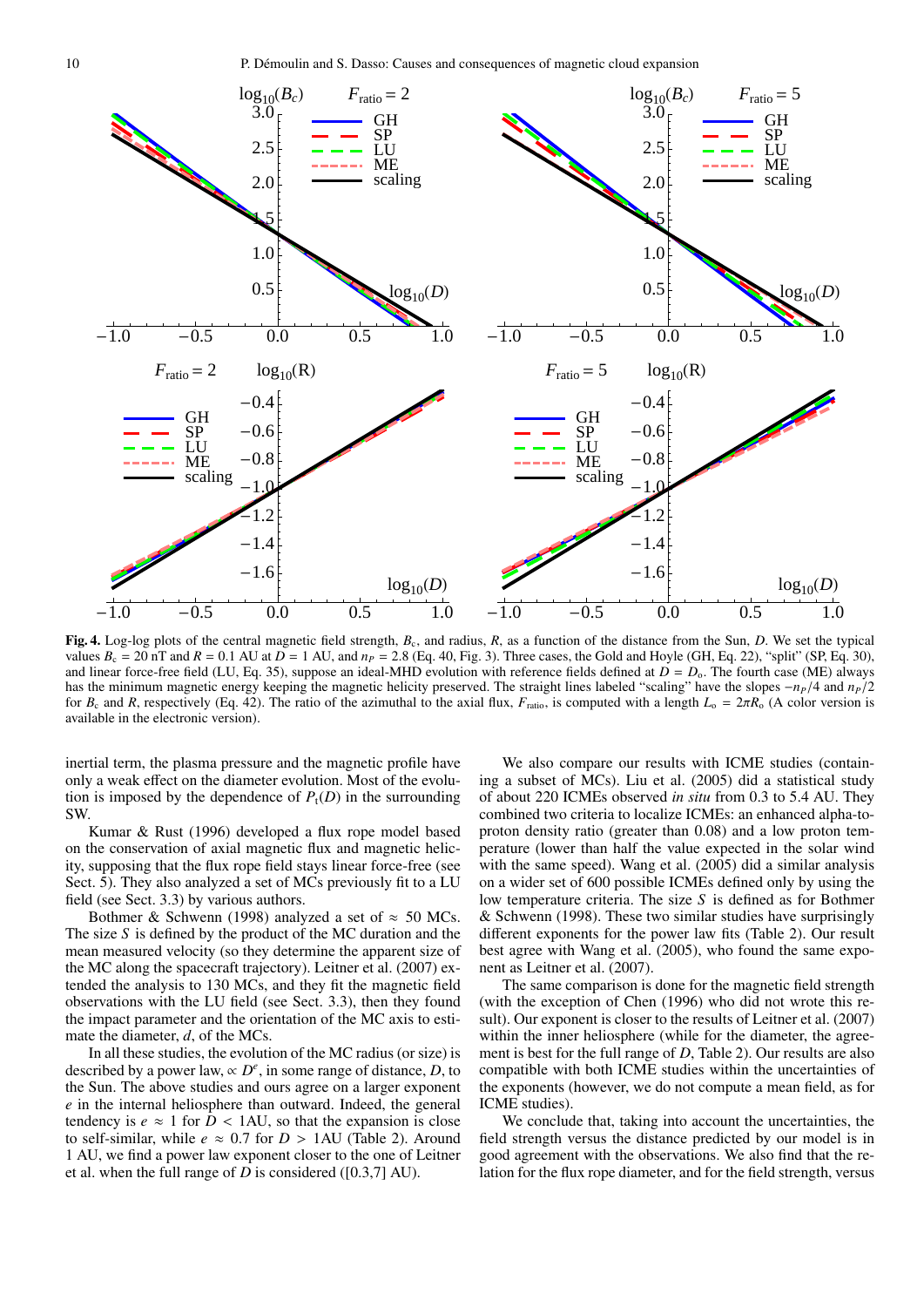log$_{10}$($B_c$) $F_{\rm ratio} = 2$

3.0
2.5
2.0
1.5
1.0
0.5

GH
SP
LU
ME
scaling

log$_{10}$($D$)

−1.0 −0.5 0.0 0.5 1.0

log$_{10}$($B_c$) $F_{\rm ratio} = 5$

3.0
2.5
2.0
1.5
1.0
0.5

GH
SP
LU
ME
scaling

log$_{10}$($D$)

−1.0 −0.5 0.0 0.5 1.0

$F_{\rm ratio} = 2$ log$_{10}$(R)

−0.4
−0.6
−0.8
−1.0
−1.2
−1.4
−1.6

GH
SP
LU
ME
scaling

log$_{10}$($D$)

−1.0 −0.5 0.0 0.5 1.0

$F_{\rm ratio} = 5$ log$_{10}$(R)

−0.4
−0.6
−0.8
−1.0
−1.2
−1.4
−1.6

GH
SP
LU
ME
scaling

log$_{10}$($D$)

−1.0 −0.5 0.0 0.5 1.0

**Fig. 4.** Log-log plots of the central magnetic field strength, $B_c$, and radius, $R$, as a function of the distance from the Sun, $D$. We set the typical values $B_c = 20$ nT and $R = 0.1$ AU at $D = 1$ AU, and $n_P = 2.8$ (Eq. 40, Fig. 3). Three cases, the Gold and Hoyle (GH, Eq. 22), "split" (SP, Eq. 30), and linear force-free field (LU, Eq. 35), suppose an ideal-MHD evolution with reference fields defined at $D = D_o$. The fourth case (ME) always has the minimum magnetic energy keeping the magnetic helicity preserved. The straight lines labeled "scaling" have the slopes $-n_P/4$ and $n_P/2$ for $B_c$ and $R$, respectively (Eq. 42). The ratio of the azimuthal to the axial flux, $F_{\rm ratio}$, is computed with a length $L_o = 2\pi R_o$ (A color version is available in the electronic version).

inertial term, the plasma pressure and the magnetic profile have only a weak effect on the diameter evolution. Most of the evolution is imposed by the dependence of $P_t(D)$ in the surrounding SW.

Kumar & Rust (1996) developed a flux rope model based on the conservation of axial magnetic flux and magnetic helicity, supposing that the flux rope field stays linear force-free (see Sect. 5). They also analyzed a set of MCs previously fit to a LU field (see Sect. 3.3) by various authors.

Bothmer & Schwenn (1998) analyzed a set of $\approx$ 50 MCs. The size $S$ is defined by the product of the MC duration and the mean measured velocity (so they determine the apparent size of the MC along the spacecraft trajectory). Leitner et al. (2007) extended the analysis to 130 MCs, and they fit the magnetic field observations with the LU field (see Sect. 3.3), then they found the impact parameter and the orientation of the MC axis to estimate the diameter, $d$, of the MCs.

In all these studies, the evolution of the MC radius (or size) is described by a power law, $\propto D^e$, in some range of distance, $D$, to the Sun. The above studies and ours agree on a larger exponent $e$ in the internal heliosphere than outward. Indeed, the general tendency is $e \approx 1$ for $D <$ 1AU, so that the expansion is close to self-similar, while $e \approx 0.7$ for $D >$ 1AU (Table 2). Around 1 AU, we find a power law exponent closer to the one of Leitner et al. when the full range of $D$ is considered ([0.3,7] AU).

We also compare our results with ICME studies (containing a subset of MCs). Liu et al. (2005) did a statistical study of about 220 ICMEs observed *in situ* from 0.3 to 5.4 AU. They combined two criteria to localize ICMEs: an enhanced alpha-to-proton density ratio (greater than 0.08) and a low proton temperature (lower than half the value expected in the solar wind with the same speed). Wang et al. (2005) did a similar analysis on a wider set of 600 possible ICMEs defined only by using the low temperature criteria. The size $S$ is defined as for Bothmer & Schwenn (1998). These two similar studies have surprisingly different exponents for the power law fits (Table 2). Our result best agree with Wang et al. (2005), who found the same exponent as Leitner et al. (2007).

The same comparison is done for the magnetic field strength (with the exception of Chen (1996) who did not wrote this result). Our exponent is closer to the results of Leitner et al. (2007) within the inner heliosphere (while for the diameter, the agreement is best for the full range of $D$, Table 2). Our results are also compatible with both ICME studies within the uncertainties of the exponents (however, we do not compute a mean field, as for ICME studies).

We conclude that, taking into account the uncertainties, the field strength versus the distance predicted by our model is in good agreement with the observations. We also find that the relation for the flux rope diameter, and for the field strength, versus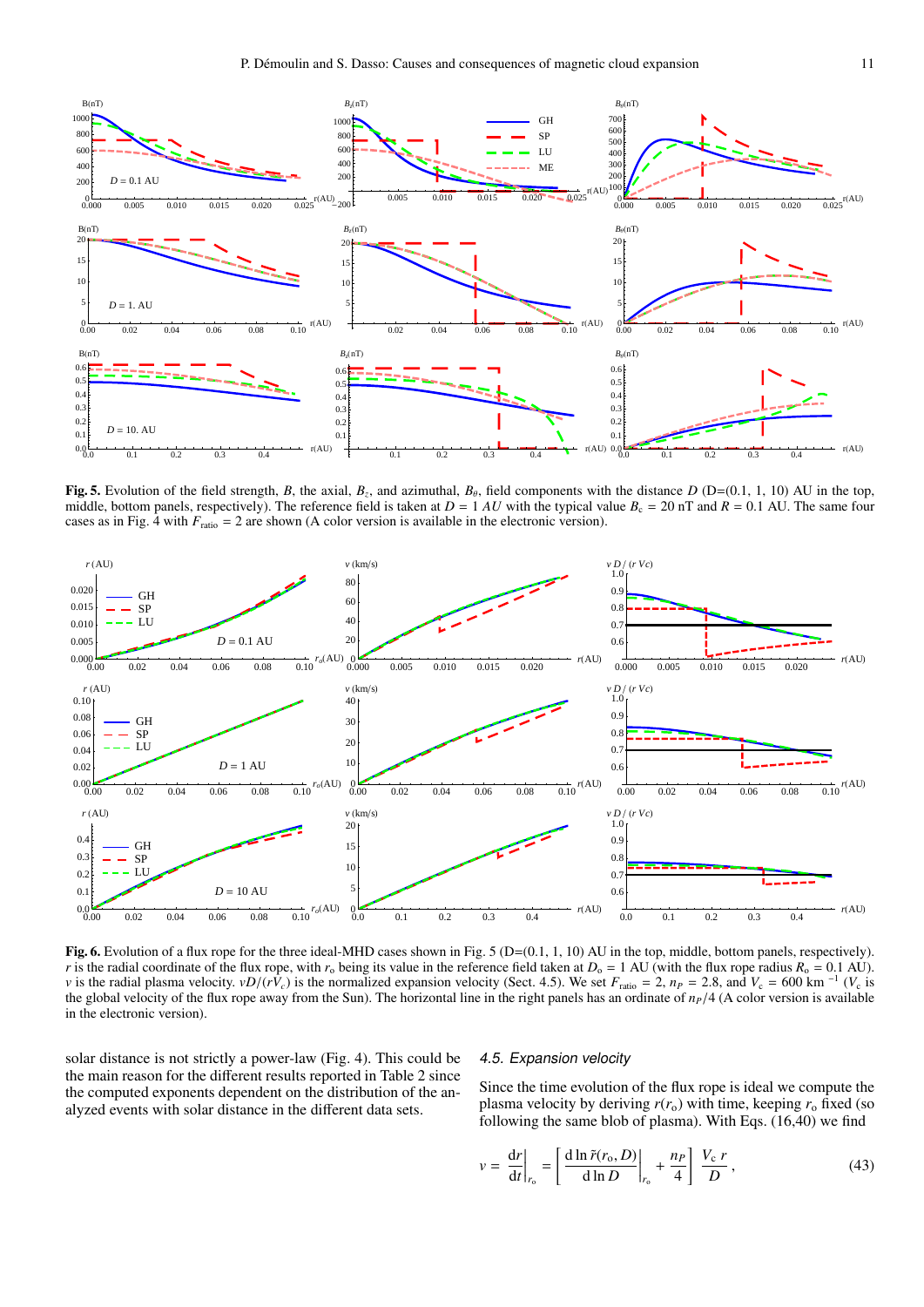B(nT)
1000
800
600
400
200
0
D = 0.1 AU
0.000 0.005 0.010 0.015 0.020 0.025 r(AU)

$B_z$(nT)
1000
800
600
400
200
−200
0.005 0.010 0.015 0.020 0.025 r(AU)
GH
SP
LU
ME

$B_\theta$(nT)
700
600
500
400
300
200
100
0
0.000 0.005 0.010 0.015 0.020 0.025 r(AU)

B(nT)
20
15
10
5
0
D = 1. AU
0.00 0.02 0.04 0.06 0.08 0.10 r(AU)

$B_z$(nT)
20
15
10
5
0.02 0.04 0.06 0.08 0.10 r(AU)

$B_\theta$(nT)
20
15
10
5
0
0.00 0.02 0.04 0.06 0.08 0.10 r(AU)

B(nT)
0.6
0.5
0.4
0.3
0.2
0.1
0.0
D = 10. AU
0.0 0.1 0.2 0.3 0.4 r(AU)

$B_z$(nT)
0.6
0.5
0.4
0.3
0.2
0.1
0.1 0.2 0.3 0.4 r(AU)

$B_\theta$(nT)
0.6
0.5
0.4
0.3
0.2
0.1
0.0
0.0 0.1 0.2 0.3 0.4 r(AU)

**Fig. 5.** Evolution of the field strength, $B$, the axial, $B_z$, and azimuthal, $B_\theta$, field components with the distance $D$ (D=(0.1, 1, 10) AU in the top, middle, bottom panels, respectively). The reference field is taken at $D = 1$ $AU$ with the typical value $B_c = 20$ nT and $R = 0.1$ AU. The same four cases as in Fig. 4 with $F_{\rm ratio} = 2$ are shown (A color version is available in the electronic version).

r (AU)
0.020
0.015
0.010
0.005
0.000
GH
SP
LU
D = 0.1 AU
0.00 0.02 0.04 0.06 0.08 0.10 $r_o$(AU)

v (km/s)
80
60
40
20
0
0.000 0.005 0.010 0.015 0.020 r(AU)

v D / (r Vc)
1.0
0.9
0.8
0.7
0.6
0.000 0.005 0.010 0.015 0.020 r(AU)

r (AU)
0.10
0.08
0.06
0.04
0.02
0.00
GH
SP
LU
D = 1 AU
0.00 0.02 0.04 0.06 0.08 0.10 $r_o$(AU)

v (km/s)
40
30
20
10
0
0.00 0.02 0.04 0.06 0.08 0.10 r(AU)

v D / (r Vc)
1.0
0.9
0.8
0.7
0.6
0.00 0.02 0.04 0.06 0.08 0.10 r(AU)

r (AU)
0.4
0.3
0.2
0.1
0.0
GH
SP
LU
D = 10 AU
0.00 0.02 0.04 0.06 0.08 0.10 $r_o$(AU)

v (km/s)
20
15
10
5
0
0.0 0.1 0.2 0.3 0.4 r(AU)

v D / (r Vc)
1.0
0.9
0.8
0.7
0.6
0.0 0.1 0.2 0.3 0.4 r(AU)

**Fig. 6.** Evolution of a flux rope for the three ideal-MHD cases shown in Fig. 5 (D=(0.1, 1, 10) AU in the top, middle, bottom panels, respectively). $r$ is the radial coordinate of the flux rope, with $r_o$ being its value in the reference field taken at $D_o = 1$ AU (with the flux rope radius $R_o = 0.1$ AU). $v$ is the radial plasma velocity. $vD/(rV_c)$ is the normalized expansion velocity (Sect. 4.5). We set $F_{\rm ratio} = 2$, $n_P = 2.8$, and $V_c = 600$ km $^{-1}$ ($V_c$ is the global velocity of the flux rope away from the Sun). The horizontal line in the right panels has an ordinate of $n_P/4$ (A color version is available in the electronic version).

solar distance is not strictly a power-law (Fig. 4). This could be the main reason for the different results reported in Table 2 since the computed exponents dependent on the distribution of the analyzed events with solar distance in the different data sets.

### 4.5. Expansion velocity

Since the time evolution of the flux rope is ideal we compute the plasma velocity by deriving $r(r_o)$ with time, keeping $r_o$ fixed (so following the same blob of plasma). With Eqs. (16,40) we find

$$v = \left.\frac{\mathrm{d}r}{\mathrm{d}t}\right|_{r_o} = \left[ \left.\frac{\mathrm{d}\ln \tilde{r}(r_o, D)}{\mathrm{d}\ln D}\right|_{r_o} + \frac{n_P}{4} \right] \frac{V_c\, r}{D} \,, \tag{43}$$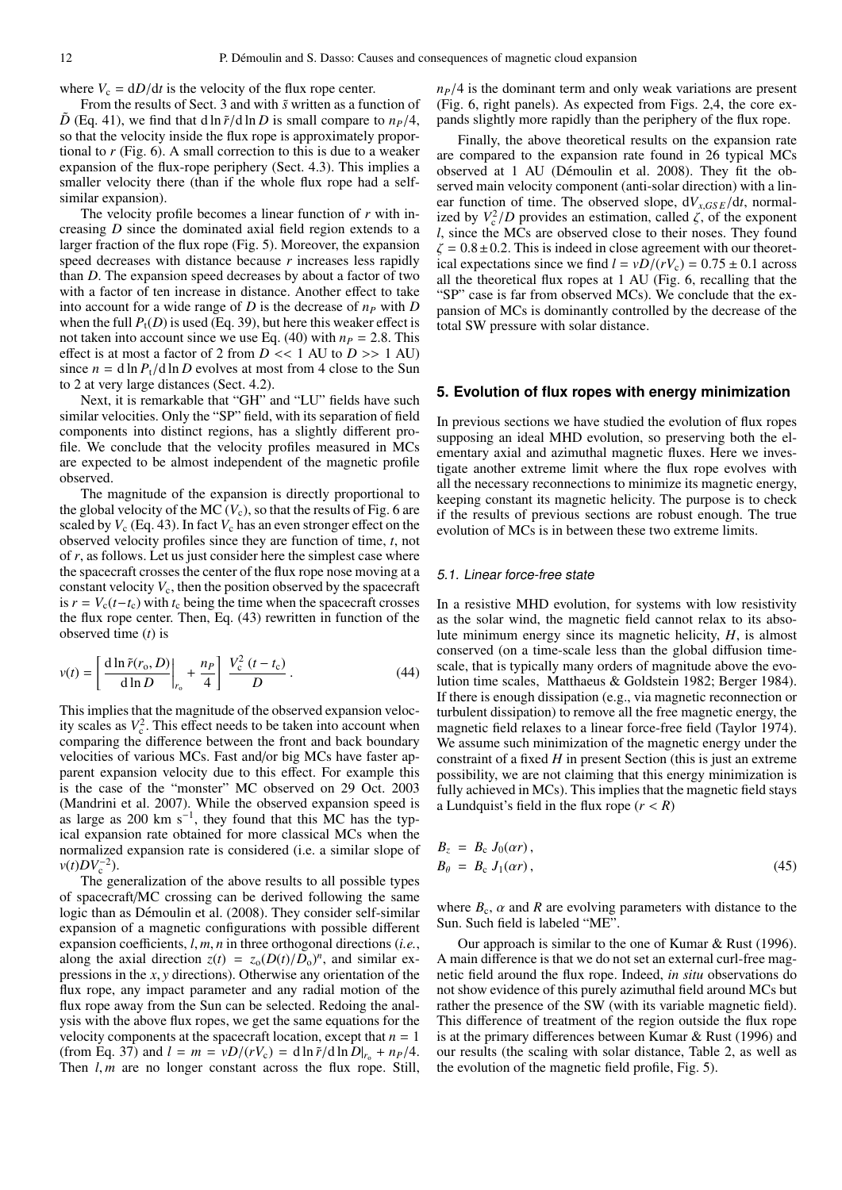where $V_c = \mathrm{d}D/\mathrm{d}t$ is the velocity of the flux rope center.

From the results of Sect. 3 and with $\tilde{s}$ written as a function of $\tilde{D}$ (Eq. 41), we find that $\mathrm{d}\ln\tilde{r}/\mathrm{d}\ln D$ is small compare to $n_P/4$, so that the velocity inside the flux rope is approximately proportional to $r$ (Fig. 6). A small correction to this is due to a weaker expansion of the flux-rope periphery (Sect. 4.3). This implies a smaller velocity there (than if the whole flux rope had a self-similar expansion).

The velocity profile becomes a linear function of $r$ with increasing $D$ since the dominated axial field region extends to a larger fraction of the flux rope (Fig. 5). Moreover, the expansion speed decreases with distance because $r$ increases less rapidly than $D$. The expansion speed decreases by about a factor of two with a factor of ten increase in distance. Another effect to take into account for a wide range of $D$ is the decrease of $n_P$ with $D$ when the full $P_t(D)$ is used (Eq. 39), but here this weaker effect is not taken into account since we use Eq. (40) with $n_P = 2.8$. This effect is at most a factor of 2 from $D << 1$ AU to $D >> 1$ AU) since $n = \mathrm{d}\ln P_t/\mathrm{d}\ln D$ evolves at most from 4 close to the Sun to 2 at very large distances (Sect. 4.2).

Next, it is remarkable that "GH" and "LU" fields have such similar velocities. Only the "SP" field, with its separation of field components into distinct regions, has a slightly different profile. We conclude that the velocity profiles measured in MCs are expected to be almost independent of the magnetic profile observed.

The magnitude of the expansion is directly proportional to the global velocity of the MC ($V_c$), so that the results of Fig. 6 are scaled by $V_c$ (Eq. 43). In fact $V_c$ has an even stronger effect on the observed velocity profiles since they are function of time, $t$, not of $r$, as follows. Let us just consider here the simplest case where the spacecraft crosses the center of the flux rope nose moving at a constant velocity $V_c$, then the position observed by the spacecraft is $r = V_c(t - t_c)$ with $t_c$ being the time when the spacecraft crosses the flux rope center. Then, Eq. (43) rewritten in function of the observed time ($t$) is

$$v(t) = \left[ \left. \frac{\mathrm{d}\ln\tilde{r}(r_o, D)}{\mathrm{d}\ln D} \right|_{r_o} + \frac{n_P}{4} \right] \frac{V_c^2\,(t - t_c)}{D} \,. \qquad (44)$$

This implies that the magnitude of the observed expansion velocity scales as $V_c^2$. This effect needs to be taken into account when comparing the difference between the front and back boundary velocities of various MCs. Fast and/or big MCs have faster apparent expansion velocity due to this effect. For example this is the case of the "monster" MC observed on 29 Oct. 2003 (Mandrini et al. 2007). While the observed expansion speed is as large as 200 km s$^{-1}$, they found that this MC has the typical expansion rate obtained for more classical MCs when the normalized expansion rate is considered (i.e. a similar slope of $v(t)DV_c^{-2}$).

The generalization of the above results to all possible types of spacecraft/MC crossing can be derived following the same logic than as Démoulin et al. (2008). They consider self-similar expansion of a magnetic configurations with possible different expansion coefficients, $l, m, n$ in three orthogonal directions (*i.e.*, along the axial direction $z(t) = z_o(D(t)/D_o)^n$, and similar expressions in the $x, y$ directions). Otherwise any orientation of the flux rope, any impact parameter and any radial motion of the flux rope away from the Sun can be selected. Redoing the analysis with the above flux ropes, we get the same equations for the velocity components at the spacecraft location, except that $n = 1$ (from Eq. 37) and $l = m = vD/(rV_c) = \mathrm{d}\ln\tilde{r}/\mathrm{d}\ln D|_{r_o} + n_P/4$. Then $l, m$ are no longer constant across the flux rope. Still, $n_P/4$ is the dominant term and only weak variations are present (Fig. 6, right panels). As expected from Figs. 2,4, the core expands slightly more rapidly than the periphery of the flux rope.

Finally, the above theoretical results on the expansion rate are compared to the expansion rate found in 26 typical MCs observed at 1 AU (Démoulin et al. 2008). They fit the observed main velocity component (anti-solar direction) with a linear function of time. The observed slope, $\mathrm{d}V_{x,GSE}/\mathrm{d}t$, normalized by $V_c^2/D$ provides an estimation, called $\zeta$, of the exponent $l$, since the MCs are observed close to their noses. They found $\zeta = 0.8 \pm 0.2$. This is indeed in close agreement with our theoretical expectations since we find $l = vD/(rV_c) = 0.75 \pm 0.1$ across all the theoretical flux ropes at 1 AU (Fig. 6, recalling that the "SP" case is far from observed MCs). We conclude that the expansion of MCs is dominantly controlled by the decrease of the total SW pressure with solar distance.

## 5. Evolution of flux ropes with energy minimization

In previous sections we have studied the evolution of flux ropes supposing an ideal MHD evolution, so preserving both the elementary axial and azimuthal magnetic fluxes. Here we investigate another extreme limit where the flux rope evolves with all the necessary reconnections to minimize its magnetic energy, keeping constant its magnetic helicity. The purpose is to check if the results of previous sections are robust enough. The true evolution of MCs is in between these two extreme limits.

### 5.1. Linear force-free state

In a resistive MHD evolution, for systems with low resistivity as the solar wind, the magnetic field cannot relax to its absolute minimum energy since its magnetic helicity, $H$, is almost conserved (on a time-scale less than the global diffusion timescale, that is typically many orders of magnitude above the evolution time scales, Matthaeus & Goldstein 1982; Berger 1984). If there is enough dissipation (e.g., via magnetic reconnection or turbulent dissipation) to remove all the free magnetic energy, the magnetic field relaxes to a linear force-free field (Taylor 1974). We assume such minimization of the magnetic energy under the constraint of a fixed $H$ in present Section (this is just an extreme possibility, we are not claiming that this energy minimization is fully achieved in MCs). This implies that the magnetic field stays a Lundquist's field in the flux rope ($r < R$)

$$\begin{aligned} B_z &= B_c\, J_0(\alpha r)\,, \\ B_\theta &= B_c\, J_1(\alpha r)\,, \end{aligned} \qquad (45)$$

where $B_c$, $\alpha$ and $R$ are evolving parameters with distance to the Sun. Such field is labeled "ME".

Our approach is similar to the one of Kumar & Rust (1996). A main difference is that we do not set an external curl-free magnetic field around the flux rope. Indeed, *in situ* observations do not show evidence of this purely azimuthal field around MCs but rather the presence of the SW (with its variable magnetic field). This difference of treatment of the region outside the flux rope is at the primary differences between Kumar & Rust (1996) and our results (the scaling with solar distance, Table 2, as well as the evolution of the magnetic field profile, Fig. 5).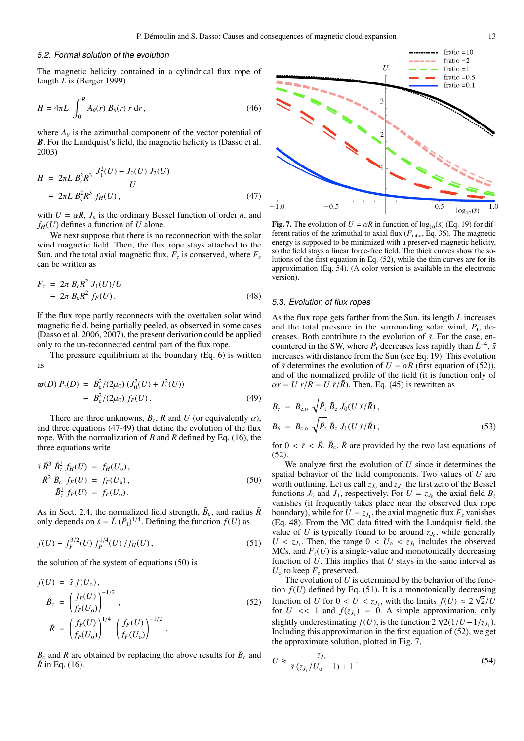### 5.2. Formal solution of the evolution

The magnetic helicity contained in a cylindrical flux rope of length $L$ is (Berger 1999)

$$H = 4\pi L \int_0^R A_\theta(r)\, B_\theta(r)\, r\, \mathrm{d}r\,, \tag{46}$$

where $A_\theta$ is the azimuthal component of the vector potential of $\boldsymbol{B}$. For the Lundquist's field, the magnetic helicity is (Dasso et al. 2003)

$$\begin{aligned} H &= 2\pi L\, B_\mathrm{c}^2 R^3\, \frac{J_1^2(U) - J_0(U)\, J_2(U)}{U} \\ &\equiv 2\pi L\, B_\mathrm{c}^2 R^3\, f_H(U)\,, \end{aligned} \tag{47}$$

with $U = \alpha R$, $J_n$ is the ordinary Bessel function of order $n$, and $f_H(U)$ defines a function of $U$ alone.

We next suppose that there is no reconnection with the solar wind magnetic field. Then, the flux rope stays attached to the Sun, and the total axial magnetic flux, $F_z$ is conserved, where $F_z$ can be written as

$$\begin{aligned} F_z &= 2\pi\, B_\mathrm{c} R^2\, J_1(U)/U \\ &\equiv 2\pi\, B_\mathrm{c} R^2\, f_F(U)\,. \end{aligned} \tag{48}$$

If the flux rope partly reconnects with the overtaken solar wind magnetic field, being partially peeled, as observed in some cases (Dasso et al. 2006, 2007), the present derivation could be applied only to the un-reconnected central part of the flux rope.

The pressure equilibrium at the boundary (Eq. 6) is written as

$$\begin{aligned} \varpi(D)\, P_\mathrm{t}(D) &= B_\mathrm{c}^2/(2\mu_0)\, (J_0^2(U) + J_1^2(U)) \\ &\equiv B_\mathrm{c}^2/(2\mu_0)\, f_P(U)\,. \end{aligned} \tag{49}$$

There are three unknowns, $B_\mathrm{c}$, $R$ and $U$ (or equivalently $\alpha$), and three equations (47-49) that define the evolution of the flux rope. With the normalization of $B$ and $R$ defined by Eq. (16), the three equations write

$$\begin{aligned} \tilde{s}\, \tilde{R}^3\, \tilde{B}_\mathrm{c}^2\, f_H(U) &= f_H(U_\mathrm{o})\,, \\ \tilde{R}^2\, \tilde{B}_\mathrm{c}\, f_F(U) &= f_F(U_\mathrm{o})\,, \\ \tilde{B}_\mathrm{c}^2\, f_P(U) &= f_P(U_\mathrm{o})\,. \end{aligned} \tag{50}$$

As in Sect. 2.4, the normalized field strength, $\tilde{B}_\mathrm{c}$, and radius $\tilde{R}$ only depends on $\tilde{s} = \tilde{L}\, (\tilde{P}_\mathrm{t})^{1/4}$. Defining the function $f(U)$ as

$$f(U) \equiv f_F^{3/2}(U)\, f_P^{1/4}(U)\, / f_H(U)\,, \tag{51}$$

the solution of the system of equations (50) is

$$\begin{aligned} f(U) &= \tilde{s}\, f(U_\mathrm{o})\,, \\ \tilde{B}_\mathrm{c} &= \left(\frac{f_P(U)}{f_P(U_\mathrm{o})}\right)^{-1/2}\,, \\ \tilde{R} &= \left(\frac{f_P(U)}{f_P(U_\mathrm{o})}\right)^{1/4} \left(\frac{f_F(U)}{f_F(U_\mathrm{o})}\right)^{-1/2}\,. \end{aligned} \tag{52}$$

$B_\mathrm{c}$ and $R$ are obtained by replacing the above results for $\tilde{B}_\mathrm{c}$ and $\tilde{R}$ in Eq. (16).

U
3
2
1
−1.0
−0.5
0.5
1.0
$\log_{10}(\tilde{s})$
fratio =10
fratio =2
fratio =1
fratio =0.5
fratio =0.1

**Fig. 7.** The evolution of $U = \alpha R$ in function of $\log_{10}(\tilde{s})$ (Eq. 19) for different ratios of the azimuthal to axial flux ($F_\mathrm{ratio}$, Eq. 36). The magnetic energy is supposed to be minimized with a preserved magnetic helicity, so the field stays a linear force-free field. The thick curves show the solutions of the first equation in Eq. (52), while the thin curves are for its approximation (Eq. 54). (A color version is available in the electronic version).

### 5.3. Evolution of flux ropes

As the flux rope gets farther from the Sun, its length $L$ increases and the total pressure in the surrounding solar wind, $P_\mathrm{t}$, decreases. Both contribute to the evolution of $\tilde{s}$. For the case, encountered in the SW, where $\tilde{P}_\mathrm{t}$ decreases less rapidly than $\tilde{L}^{-4}$, $\tilde{s}$ increases with distance from the Sun (see Eq. 19). This evolution of $\tilde{s}$ determines the evolution of $U = \alpha R$ (first equation of (52)), and the normalized profile of the field (it is function only of $\alpha r = U\, r/R = U\, \tilde{r}/\tilde{R}$). Then, Eq. (45) is rewritten as

$$\begin{aligned} B_z &= B_\mathrm{c,o}\, \sqrt{\tilde{P}_\mathrm{t}}\, \tilde{B}_\mathrm{c}\, J_0(U\, \tilde{r}/\tilde{R})\,, \\ B_\theta &= B_\mathrm{c,o}\, \sqrt{\tilde{P}_\mathrm{t}}\, \tilde{B}_\mathrm{c}\, J_1(U\, \tilde{r}/\tilde{R})\,, \end{aligned} \tag{53}$$

for $0 < \tilde{r} < \tilde{R}$. $\tilde{B}_\mathrm{c}$, $\tilde{R}$ are provided by the two last equations of (52).

We analyze first the evolution of $U$ since it determines the spatial behavior of the field components. Two values of $U$ are worth outlining. Let us call $z_{J_0}$ and $z_{J_1}$ the first zero of the Bessel functions $J_0$ and $J_1$, respectively. For $U = z_{J_0}$ the axial field $B_z$ vanishes (it frequently takes place near the observed flux rope boundary), while for $U = z_{J_1}$, the axial magnetic flux $F_z$ vanishes (Eq. 48). From the MC data fitted with the Lundquist field, the value of $U$ is typically found to be around $z_{J_0}$, while generally $U < z_{J_1}$. Then, the range $0 < U_\mathrm{o} < z_{J_1}$ includes the observed MCs, and $F_z(U)$ is a single-value and monotonically decreasing function of $U$. This implies that $U$ stays in the same interval as $U_\mathrm{o}$ to keep $F_z$ preserved.

The evolution of $U$ is determined by the behavior of the function $f(U)$ defined by Eq. (51). It is a monotonically decreasing function of $U$ for $0 < U < z_{J_1}$, with the limits $f(U) \approx 2\sqrt{2}/U$ for $U << 1$ and $f(z_{J_1}) = 0$. A simple approximation, only slightly underestimating $f(U)$, is the function $2\sqrt{2}(1/U - 1/z_{J_1})$. Including this approximation in the first equation of (52), we get the approximate solution, plotted in Fig. 7,

$$U \approx \frac{z_{J_1}}{\tilde{s}\, (z_{J_1}/U_\mathrm{o} - 1) + 1}\,. \tag{54}$$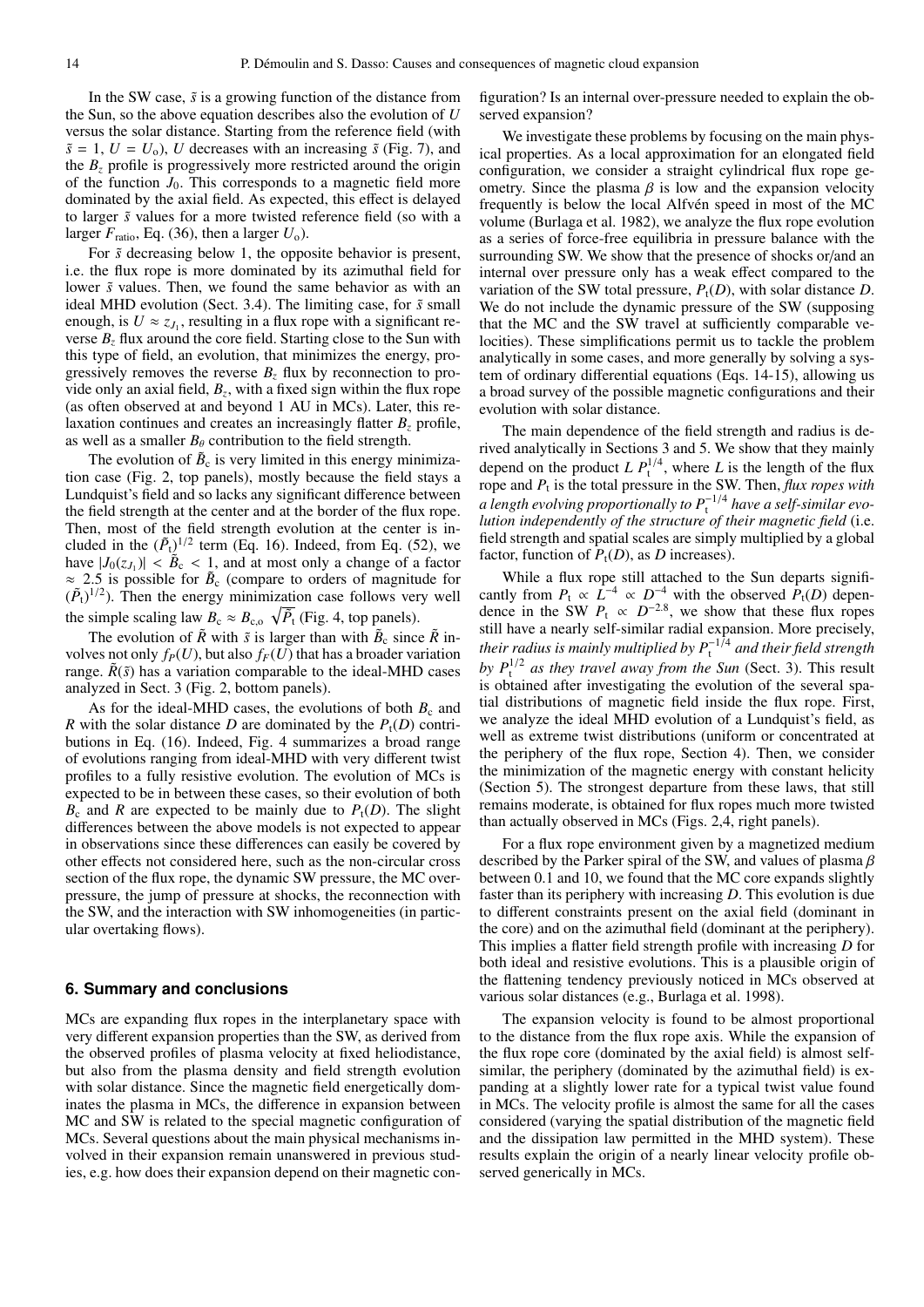In the SW case, $\tilde{s}$ is a growing function of the distance from the Sun, so the above equation describes also the evolution of $U$ versus the solar distance. Starting from the reference field (with $\tilde{s} = 1$, $U = U_{\rm o}$), $U$ decreases with an increasing $\tilde{s}$ (Fig. 7), and the $B_z$ profile is progressively more restricted around the origin of the function $J_0$. This corresponds to a magnetic field more dominated by the axial field. As expected, this effect is delayed to larger $\tilde{s}$ values for a more twisted reference field (so with a larger $F_{\rm ratio}$, Eq. (36), then a larger $U_{\rm o}$).

For $\tilde{s}$ decreasing below 1, the opposite behavior is present, i.e. the flux rope is more dominated by its azimuthal field for lower $\tilde{s}$ values. Then, we found the same behavior as with an ideal MHD evolution (Sect. 3.4). The limiting case, for $\tilde{s}$ small enough, is $U \approx z_{J_1}$, resulting in a flux rope with a significant reverse $B_z$ flux around the core field. Starting close to the Sun with this type of field, an evolution, that minimizes the energy, progressively removes the reverse $B_z$ flux by reconnection to provide only an axial field, $B_z$, with a fixed sign within the flux rope (as often observed at and beyond 1 AU in MCs). Later, this relaxation continues and creates an increasingly flatter $B_z$ profile, as well as a smaller $B_\theta$ contribution to the field strength.

The evolution of $\tilde{B}_{\rm c}$ is very limited in this energy minimization case (Fig. 2, top panels), mostly because the field stays a Lundquist's field and so lacks any significant difference between the field strength at the center and at the border of the flux rope. Then, most of the field strength evolution at the center is included in the $(\tilde{P}_{\rm t})^{1/2}$ term (Eq. 16). Indeed, from Eq. (52), we have $|J_0(z_{J_1})| < \tilde{B}_{\rm c} < 1$, and at most only a change of a factor $\approx 2.5$ is possible for $\tilde{B}_{\rm c}$ (compare to orders of magnitude for $(\tilde{P}_{\rm t})^{1/2}$). Then the energy minimization case follows very well the simple scaling law $B_{\rm c} \approx B_{\rm c,o} \sqrt{\tilde{P}_{\rm t}}$ (Fig. 4, top panels).

The evolution of $\tilde{R}$ with $\tilde{s}$ is larger than with $\tilde{B}_{\rm c}$ since $\tilde{R}$ involves not only $f_P(U)$, but also $f_F(U)$ that has a broader variation range. $\tilde{R}(\tilde{s})$ has a variation comparable to the ideal-MHD cases analyzed in Sect. 3 (Fig. 2, bottom panels).

As for the ideal-MHD cases, the evolutions of both $B_{\rm c}$ and $R$ with the solar distance $D$ are dominated by the $P_{\rm t}(D)$ contributions in Eq. (16). Indeed, Fig. 4 summarizes a broad range of evolutions ranging from ideal-MHD with very different twist profiles to a fully resistive evolution. The evolution of MCs is expected to be in between these cases, so their evolution of both $B_{\rm c}$ and $R$ are expected to be mainly due to $P_{\rm t}(D)$. The slight differences between the above models is not expected to appear in observations since these differences can easily be covered by other effects not considered here, such as the non-circular cross section of the flux rope, the dynamic SW pressure, the MC overpressure, the jump of pressure at shocks, the reconnection with the SW, and the interaction with SW inhomogeneities (in particular overtaking flows).

## 6. Summary and conclusions

MCs are expanding flux ropes in the interplanetary space with very different expansion properties than the SW, as derived from the observed profiles of plasma velocity at fixed heliodistance, but also from the plasma density and field strength evolution with solar distance. Since the magnetic field energetically dominates the plasma in MCs, the difference in expansion between MC and SW is related to the special magnetic configuration of MCs. Several questions about the main physical mechanisms involved in their expansion remain unanswered in previous studies, e.g. how does their expansion depend on their magnetic configuration? Is an internal over-pressure needed to explain the observed expansion?

We investigate these problems by focusing on the main physical properties. As a local approximation for an elongated field configuration, we consider a straight cylindrical flux rope geometry. Since the plasma $\beta$ is low and the expansion velocity frequently is below the local Alfvén speed in most of the MC volume (Burlaga et al. 1982), we analyze the flux rope evolution as a series of force-free equilibria in pressure balance with the surrounding SW. We show that the presence of shocks or/and an internal over pressure only has a weak effect compared to the variation of the SW total pressure, $P_{\rm t}(D)$, with solar distance $D$. We do not include the dynamic pressure of the SW (supposing that the MC and the SW travel at sufficiently comparable velocities). These simplifications permit us to tackle the problem analytically in some cases, and more generally by solving a system of ordinary differential equations (Eqs. 14-15), allowing us a broad survey of the possible magnetic configurations and their evolution with solar distance.

The main dependence of the field strength and radius is derived analytically in Sections 3 and 5. We show that they mainly depend on the product $L\,P_{\rm t}^{1/4}$, where $L$ is the length of the flux rope and $P_{\rm t}$ is the total pressure in the SW. Then, *flux ropes with a length evolving proportionally to $P_{\rm t}^{-1/4}$ have a self-similar evolution independently of the structure of their magnetic field* (i.e. field strength and spatial scales are simply multiplied by a global factor, function of $P_{\rm t}(D)$, as $D$ increases).

While a flux rope still attached to the Sun departs significantly from $P_{\rm t} \propto L^{-4} \propto D^{-4}$ with the observed $P_{\rm t}(D)$ dependence in the SW $P_{\rm t} \propto D^{-2.8}$, we show that these flux ropes still have a nearly self-similar radial expansion. More precisely, *their radius is mainly multiplied by $P_{\rm t}^{-1/4}$ and their field strength by $P_{\rm t}^{1/2}$ as they travel away from the Sun* (Sect. 3). This result is obtained after investigating the evolution of the several spatial distributions of magnetic field inside the flux rope. First, we analyze the ideal MHD evolution of a Lundquist's field, as well as extreme twist distributions (uniform or concentrated at the periphery of the flux rope, Section 4). Then, we consider the minimization of the magnetic energy with constant helicity (Section 5). The strongest departure from these laws, that still remains moderate, is obtained for flux ropes much more twisted than actually observed in MCs (Figs. 2,4, right panels).

For a flux rope environment given by a magnetized medium described by the Parker spiral of the SW, and values of plasma $\beta$ between 0.1 and 10, we found that the MC core expands slightly faster than its periphery with increasing $D$. This evolution is due to different constraints present on the axial field (dominant in the core) and on the azimuthal field (dominant at the periphery). This implies a flatter field strength profile with increasing $D$ for both ideal and resistive evolutions. This is a plausible origin of the flattening tendency previously noticed in MCs observed at various solar distances (e.g., Burlaga et al. 1998).

The expansion velocity is found to be almost proportional to the distance from the flux rope axis. While the expansion of the flux rope core (dominated by the axial field) is almost self-similar, the periphery (dominated by the azimuthal field) is expanding at a slightly lower rate for a typical twist value found in MCs. The velocity profile is almost the same for all the cases considered (varying the spatial distribution of the magnetic field and the dissipation law permitted in the MHD system). These results explain the origin of a nearly linear velocity profile observed generically in MCs.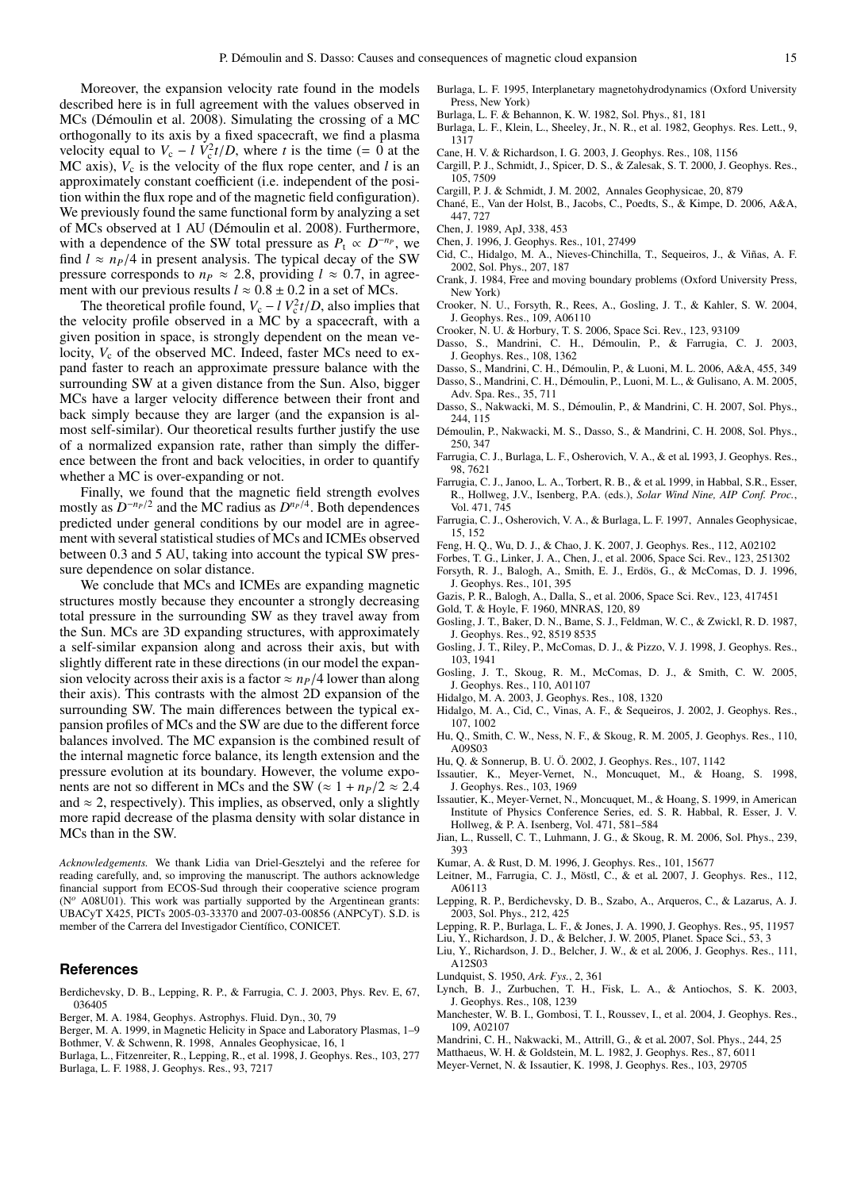Moreover, the expansion velocity rate found in the models described here is in full agreement with the values observed in MCs (Démoulin et al. 2008). Simulating the crossing of a MC orthogonally to its axis by a fixed spacecraft, we find a plasma velocity equal to $V_c - l\, V_c^2 t/D$, where $t$ is the time (= 0 at the MC axis), $V_c$ is the velocity of the flux rope center, and $l$ is an approximately constant coefficient (i.e. independent of the position within the flux rope and of the magnetic field configuration). We previously found the same functional form by analyzing a set of MCs observed at 1 AU (Démoulin et al. 2008). Furthermore, with a dependence of the SW total pressure as $P_t \propto D^{-n_P}$, we find $l \approx n_P/4$ in present analysis. The typical decay of the SW pressure corresponds to $n_P \approx 2.8$, providing $l \approx 0.7$, in agreement with our previous results $l \approx 0.8 \pm 0.2$ in a set of MCs.

The theoretical profile found, $V_c - l\, V_c^2 t/D$, also implies that the velocity profile observed in a MC by a spacecraft, with a given position in space, is strongly dependent on the mean velocity, $V_c$ of the observed MC. Indeed, faster MCs need to expand faster to reach an approximate pressure balance with the surrounding SW at a given distance from the Sun. Also, bigger MCs have a larger velocity difference between their front and back simply because they are larger (and the expansion is almost self-similar). Our theoretical results further justify the use of a normalized expansion rate, rather than simply the difference between the front and back velocities, in order to quantify whether a MC is over-expanding or not.

Finally, we found that the magnetic field strength evolves mostly as $D^{-n_P/2}$ and the MC radius as $D^{n_P/4}$. Both dependences predicted under general conditions by our model are in agreement with several statistical studies of MCs and ICMEs observed between 0.3 and 5 AU, taking into account the typical SW pressure dependence on solar distance.

We conclude that MCs and ICMEs are expanding magnetic structures mostly because they encounter a strongly decreasing total pressure in the surrounding SW as they travel away from the Sun. MCs are 3D expanding structures, with approximately a self-similar expansion along and across their axis, but with slightly different rate in these directions (in our model the expansion velocity across their axis is a factor $\approx n_P/4$ lower than along their axis). This contrasts with the almost 2D expansion of the surrounding SW. The main differences between the typical expansion profiles of MCs and the SW are due to the different force balances involved. The MC expansion is the combined result of the internal magnetic force balance, its length extension and the pressure evolution at its boundary. However, the volume exponents are not so different in MCs and the SW ($\approx 1 + n_P/2 \approx 2.4$ and $\approx 2$, respectively). This implies, as observed, only a slightly more rapid decrease of the plasma density with solar distance in MCs than in the SW.

*Acknowledgements.* We thank Lidia van Driel-Gesztelyi and the referee for reading carefully, and, so improving the manuscript. The authors acknowledge financial support from ECOS-Sud through their cooperative science program (N$^o$ A08U01). This work was partially supported by the Argentinean grants: UBACyT X425, PICTs 2005-03-33370 and 2007-03-00856 (ANPCyT). S.D. is member of the Carrera del Investigador Científico, CONICET.

## References

Berdichevsky, D. B., Lepping, R. P., & Farrugia, C. J. 2003, Phys. Rev. E, 67, 036405
Berger, M. A. 1984, Geophys. Astrophys. Fluid. Dyn., 30, 79
Berger, M. A. 1999, in Magnetic Helicity in Space and Laboratory Plasmas, 1–9
Bothmer, V. & Schwenn, R. 1998, Annales Geophysicae, 16, 1
Burlaga, L., Fitzenreiter, R., Lepping, R., et al. 1998, J. Geophys. Res., 103, 277
Burlaga, L. F. 1988, J. Geophys. Res., 93, 7217
Burlaga, L. F. 1995, Interplanetary magnetohydrodynamics (Oxford University Press, New York)
Burlaga, L. F. & Behannon, K. W. 1982, Sol. Phys., 81, 181
Burlaga, L. F., Klein, L., Sheeley, Jr., N. R., et al. 1982, Geophys. Res. Lett., 9, 1317
Cane, H. V. & Richardson, I. G. 2003, J. Geophys. Res., 108, 1156
Cargill, P. J., Schmidt, J., Spicer, D. S., & Zalesak, S. T. 2000, J. Geophys. Res., 105, 7509
Cargill, P. J. & Schmidt, J. M. 2002, Annales Geophysicae, 20, 879
Chané, E., Van der Holst, B., Jacobs, C., Poedts, S., & Kimpe, D. 2006, A&A, 447, 727
Chen, J. 1989, ApJ, 338, 453
Chen, J. 1996, J. Geophys. Res., 101, 27499
Cid, C., Hidalgo, M. A., Nieves-Chinchilla, T., Sequeiros, J., & Viñas, A. F. 2002, Sol. Phys., 207, 187
Crank, J. 1984, Free and moving boundary problems (Oxford University Press, New York)
Crooker, N. U., Forsyth, R., Rees, A., Gosling, J. T., & Kahler, S. W. 2004, J. Geophys. Res., 109, A06110
Crooker, N. U. & Horbury, T. S. 2006, Space Sci. Rev., 123, 93109
Dasso, S., Mandrini, C. H., Démoulin, P., & Farrugia, C. J. 2003, J. Geophys. Res., 108, 1362
Dasso, S., Mandrini, C. H., Démoulin, P., & Luoni, M. L. 2006, A&A, 455, 349
Dasso, S., Mandrini, C. H., Démoulin, P., Luoni, M. L., & Gulisano, A. M. 2005, Adv. Spa. Res., 35, 711
Dasso, S., Nakwacki, M. S., Démoulin, P., & Mandrini, C. H. 2007, Sol. Phys., 244, 115
Démoulin, P., Nakwacki, M. S., Dasso, S., & Mandrini, C. H. 2008, Sol. Phys., 250, 347
Farrugia, C. J., Burlaga, L. F., Osherovich, V. A., & et al. 1993, J. Geophys. Res., 98, 7621
Farrugia, C. J., Janoo, L. A., Torbert, R. B., & et al. 1999, in Habbal, S.R., Esser, R., Hollweg, J.V., Isenberg, P.A. (eds.), *Solar Wind Nine, AIP Conf. Proc.*, Vol. 471, 745
Farrugia, C. J., Osherovich, V. A., & Burlaga, L. F. 1997, Annales Geophysicae, 15, 152
Feng, H. Q., Wu, D. J., & Chao, J. K. 2007, J. Geophys. Res., 112, A02102
Forbes, T. G., Linker, J. A., Chen, J., et al. 2006, Space Sci. Rev., 123, 251302
Forsyth, R. J., Balogh, A., Smith, E. J., Erdös, G., & McComas, D. J. 1996, J. Geophys. Res., 101, 395
Gazis, P. R., Balogh, A., Dalla, S., et al. 2006, Space Sci. Rev., 123, 417451
Gold, T. & Hoyle, F. 1960, MNRAS, 120, 89
Gosling, J. T., Baker, D. N., Bame, S. J., Feldman, W. C., & Zwickl, R. D. 1987, J. Geophys. Res., 92, 8519 8535
Gosling, J. T., Riley, P., McComas, D. J., & Pizzo, V. J. 1998, J. Geophys. Res., 103, 1941
Gosling, J. T., Skoug, R. M., McComas, D. J., & Smith, C. W. 2005, J. Geophys. Res., 110, A01107
Hidalgo, M. A. 2003, J. Geophys. Res., 108, 1320
Hidalgo, M. A., Cid, C., Vinas, A. F., & Sequeiros, J. 2002, J. Geophys. Res., 107, 1002
Hu, Q., Smith, C. W., Ness, N. F., & Skoug, R. M. 2005, J. Geophys. Res., 110, A09S03
Hu, Q. & Sonnerup, B. U. Ö. 2002, J. Geophys. Res., 107, 1142
Issautier, K., Meyer-Vernet, N., Moncuquet, M., & Hoang, S. 1998, J. Geophys. Res., 103, 1969
Issautier, K., Meyer-Vernet, N., Moncuquet, M., & Hoang, S. 1999, in American Institute of Physics Conference Series, ed. S. R. Habbal, R. Esser, J. V. Hollweg, & P. A. Isenberg, Vol. 471, 581–584
Jian, L., Russell, C. T., Luhmann, J. G., & Skoug, R. M. 2006, Sol. Phys., 239, 393
Kumar, A. & Rust, D. M. 1996, J. Geophys. Res., 101, 15677
Leitner, M., Farrugia, C. J., Möstl, C., & et al. 2007, J. Geophys. Res., 112, A06113
Lepping, R. P., Berdichevsky, D. B., Szabo, A., Arqueros, C., & Lazarus, A. J. 2003, Sol. Phys., 212, 425
Lepping, R. P., Burlaga, L. F., & Jones, J. A. 1990, J. Geophys. Res., 95, 11957
Liu, Y., Richardson, J. D., & Belcher, J. W. 2005, Planet. Space Sci., 53, 3
Liu, Y., Richardson, J. D., Belcher, J. W., & et al. 2006, J. Geophys. Res., 111, A12S03
Lundquist, S. 1950, *Ark. Fys.*, 2, 361
Lynch, B. J., Zurbuchen, T. H., Fisk, L. A., & Antiochos, S. K. 2003, J. Geophys. Res., 108, 1239
Manchester, W. B. I., Gombosi, T. I., Roussev, I., et al. 2004, J. Geophys. Res., 109, A02107
Mandrini, C. H., Nakwacki, M., Attrill, G., & et al. 2007, Sol. Phys., 244, 25
Matthaeus, W. H. & Goldstein, M. L. 1982, J. Geophys. Res., 87, 6011
Meyer-Vernet, N. & Issautier, K. 1998, J. Geophys. Res., 103, 29705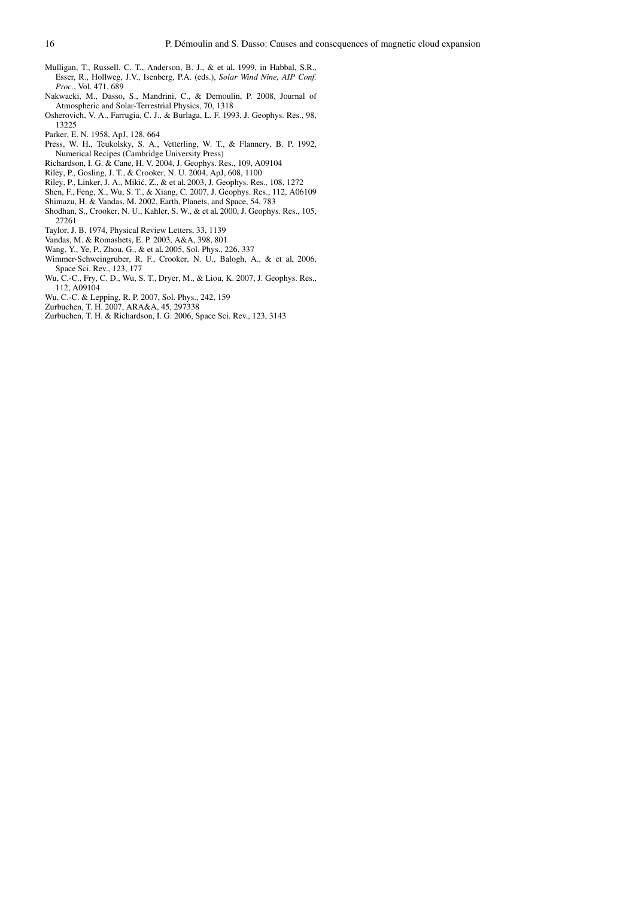Mulligan, T., Russell, C. T., Anderson, B. J., & et al. 1999, in Habbal, S.R., Esser, R., Hollweg, J.V., Isenberg, P.A. (eds.), *Solar Wind Nine, AIP Conf. Proc.*, Vol. 471, 689

Nakwacki, M., Dasso, S., Mandrini, C., & Demoulin, P. 2008, Journal of Atmospheric and Solar-Terrestrial Physics, 70, 1318

Osherovich, V. A., Farrugia, C. J., & Burlaga, L. F. 1993, J. Geophys. Res., 98, 13225

Parker, E. N. 1958, ApJ, 128, 664

Press, W. H., Teukolsky, S. A., Vetterling, W. T., & Flannery, B. P. 1992, Numerical Recipes (Cambridge University Press)

Richardson, I. G. & Cane, H. V. 2004, J. Geophys. Res., 109, A09104

Riley, P., Gosling, J. T., & Crooker, N. U. 2004, ApJ, 608, 1100

Riley, P., Linker, J. A., Mikić, Z., & et al. 2003, J. Geophys. Res., 108, 1272

Shen, F., Feng, X., Wu, S. T., & Xiang, C. 2007, J. Geophys. Res., 112, A06109

Shimazu, H. & Vandas, M. 2002, Earth, Planets, and Space, 54, 783

Shodhan, S., Crooker, N. U., Kahler, S. W., & et al. 2000, J. Geophys. Res., 105, 27261

Taylor, J. B. 1974, Physical Review Letters, 33, 1139

Vandas, M. & Romashets, E. P. 2003, A&A, 398, 801

Wang, Y., Ye, P., Zhou, G., & et al. 2005, Sol. Phys., 226, 337

Wimmer-Schweingruber, R. F., Crooker, N. U., Balogh, A., & et al. 2006, Space Sci. Rev., 123, 177

Wu, C.-C., Fry, C. D., Wu, S. T., Dryer, M., & Liou, K. 2007, J. Geophys. Res., 112, A09104

Wu, C.-C. & Lepping, R. P. 2007, Sol. Phys., 242, 159

Zurbuchen, T. H. 2007, ARA&A, 45, 297338

Zurbuchen, T. H. & Richardson, I. G. 2006, Space Sci. Rev., 123, 3143